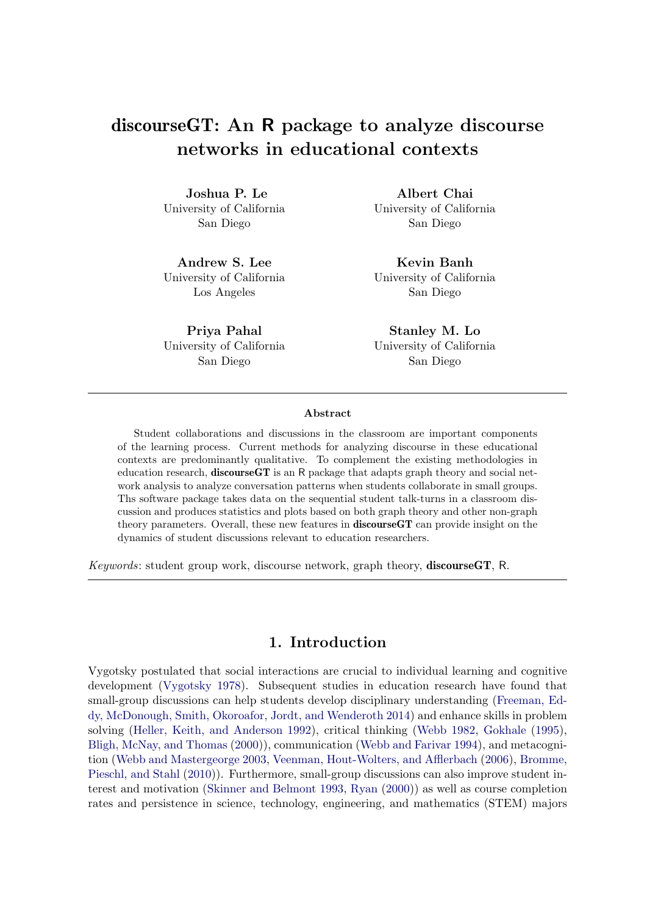# discourseGT: An R package to analyze discourse networks in educational contexts

**Joshua P. Le**
University of California
San Diego

**Albert Chai**
University of California
San Diego

**Andrew S. Lee**
University of California
Los Angeles

**Kevin Banh**
University of California
San Diego

**Priya Pahal**
University of California
San Diego

**Stanley M. Lo**
University of California
San Diego

---

**Abstract**

Student collaborations and discussions in the classroom are important components of the learning process. Current methods for analyzing discourse in these educational contexts are predominantly qualitative. To complement the existing methodologies in education research, **discourseGT** is an R package that adapts graph theory and social network analysis to analyze conversation patterns when students collaborate in small groups. Ths software package takes data on the sequential student talk-turns in a classroom discussion and produces statistics and plots based on both graph theory and other non-graph theory parameters. Overall, these new features in **discourseGT** can provide insight on the dynamics of student discussions relevant to education researchers.

*Keywords*: student group work, discourse network, graph theory, **discourseGT**, R.

---

## 1. Introduction

Vygotsky postulated that social interactions are crucial to individual learning and cognitive development (Vygotsky 1978). Subsequent studies in education research have found that small-group discussions can help students develop disciplinary understanding (Freeman, Eddy, McDonough, Smith, Okoroafor, Jordt, and Wenderoth 2014) and enhance skills in problem solving (Heller, Keith, and Anderson 1992), critical thinking (Webb 1982, Gokhale (1995), Bligh, McNay, and Thomas (2000)), communication (Webb and Farivar 1994), and metacognition (Webb and Mastergeorge 2003, Veenman, Hout-Wolters, and Afflerbach (2006), Bromme, Pieschl, and Stahl (2010)). Furthermore, small-group discussions can also improve student interest and motivation (Skinner and Belmont 1993, Ryan (2000)) as well as course completion rates and persistence in science, technology, engineering, and mathematics (STEM) majors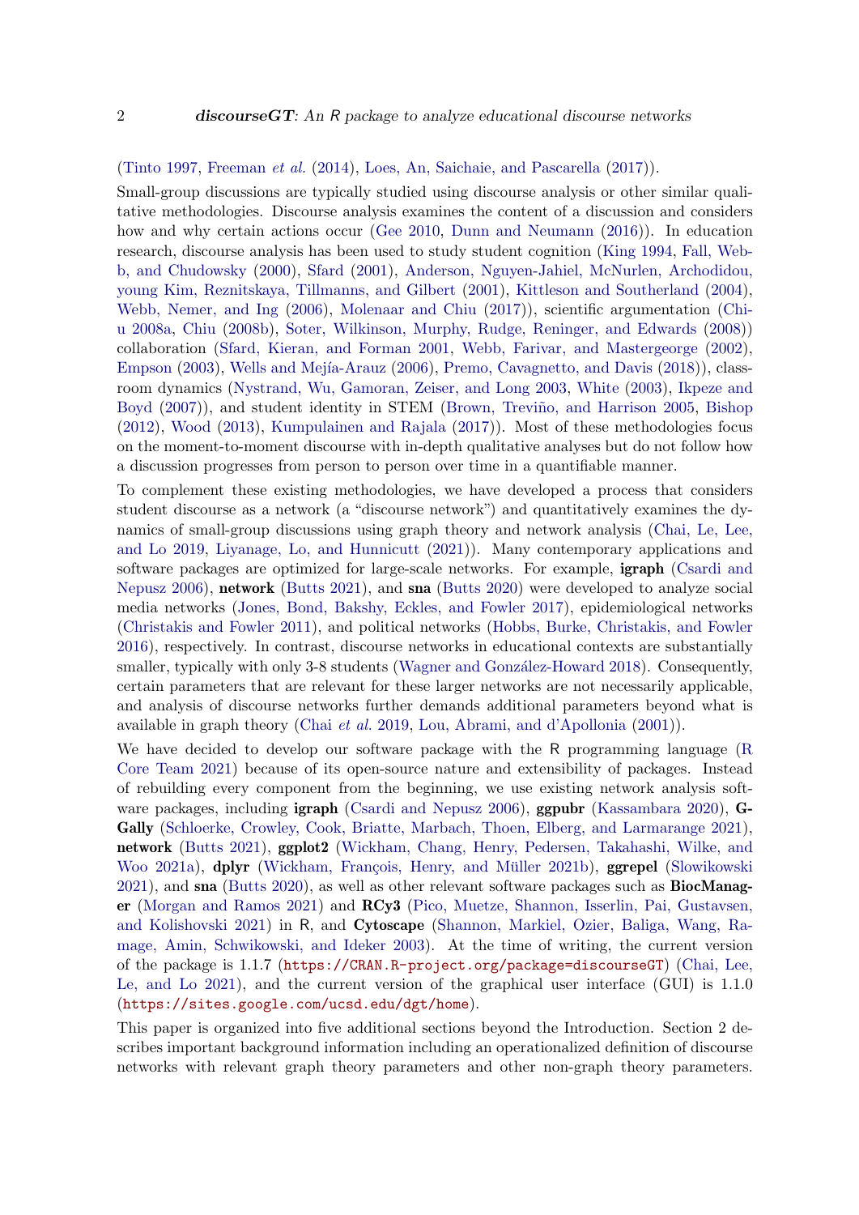(Tinto 1997, Freeman *et al.* (2014), Loes, An, Saichaie, and Pascarella (2017)).

Small-group discussions are typically studied using discourse analysis or other similar qualitative methodologies. Discourse analysis examines the content of a discussion and considers how and why certain actions occur (Gee 2010, Dunn and Neumann (2016)). In education research, discourse analysis has been used to study student cognition (King 1994, Fall, Webb, and Chudowsky (2000), Sfard (2001), Anderson, Nguyen-Jahiel, McNurlen, Archodidou, young Kim, Reznitskaya, Tillmanns, and Gilbert (2001), Kittleson and Southerland (2004), Webb, Nemer, and Ing (2006), Molenaar and Chiu (2017)), scientific argumentation (Chiu 2008a, Chiu (2008b), Soter, Wilkinson, Murphy, Rudge, Reninger, and Edwards (2008)) collaboration (Sfard, Kieran, and Forman 2001, Webb, Farivar, and Mastergeorge (2002), Empson (2003), Wells and Mejía-Arauz (2006), Premo, Cavagnetto, and Davis (2018)), classroom dynamics (Nystrand, Wu, Gamoran, Zeiser, and Long 2003, White (2003), Ikpeze and Boyd (2007)), and student identity in STEM (Brown, Treviño, and Harrison 2005, Bishop (2012), Wood (2013), Kumpulainen and Rajala (2017)). Most of these methodologies focus on the moment-to-moment discourse with in-depth qualitative analyses but do not follow how a discussion progresses from person to person over time in a quantifiable manner.

To complement these existing methodologies, we have developed a process that considers student discourse as a network (a "discourse network") and quantitatively examines the dynamics of small-group discussions using graph theory and network analysis (Chai, Le, Lee, and Lo 2019, Liyanage, Lo, and Hunnicutt (2021)). Many contemporary applications and software packages are optimized for large-scale networks. For example, **igraph** (Csardi and Nepusz 2006), **network** (Butts 2021), and **sna** (Butts 2020) were developed to analyze social media networks (Jones, Bond, Bakshy, Eckles, and Fowler 2017), epidemiological networks (Christakis and Fowler 2011), and political networks (Hobbs, Burke, Christakis, and Fowler 2016), respectively. In contrast, discourse networks in educational contexts are substantially smaller, typically with only 3-8 students (Wagner and González-Howard 2018). Consequently, certain parameters that are relevant for these larger networks are not necessarily applicable, and analysis of discourse networks further demands additional parameters beyond what is available in graph theory (Chai *et al.* 2019, Lou, Abrami, and d'Apollonia (2001)).

We have decided to develop our software package with the R programming language (R Core Team 2021) because of its open-source nature and extensibility of packages. Instead of rebuilding every component from the beginning, we use existing network analysis software packages, including **igraph** (Csardi and Nepusz 2006), **ggpubr** (Kassambara 2020), **GGally** (Schloerke, Crowley, Cook, Briatte, Marbach, Thoen, Elberg, and Larmarange 2021), **network** (Butts 2021), **ggplot2** (Wickham, Chang, Henry, Pedersen, Takahashi, Wilke, and Woo 2021a), **dplyr** (Wickham, François, Henry, and Müller 2021b), **ggrepel** (Slowikowski 2021), and **sna** (Butts 2020), as well as other relevant software packages such as **BiocManager** (Morgan and Ramos 2021) and **RCy3** (Pico, Muetze, Shannon, Isserlin, Pai, Gustavsen, and Kolishovski 2021) in R, and **Cytoscape** (Shannon, Markiel, Ozier, Baliga, Wang, Ramage, Amin, Schwikowski, and Ideker 2003). At the time of writing, the current version of the package is 1.1.7 (`https://CRAN.R-project.org/package=discourseGT`) (Chai, Lee, Le, and Lo 2021), and the current version of the graphical user interface (GUI) is 1.1.0 (`https://sites.google.com/ucsd.edu/dgt/home`).

This paper is organized into five additional sections beyond the Introduction. Section 2 describes important background information including an operationalized definition of discourse networks with relevant graph theory parameters and other non-graph theory parameters.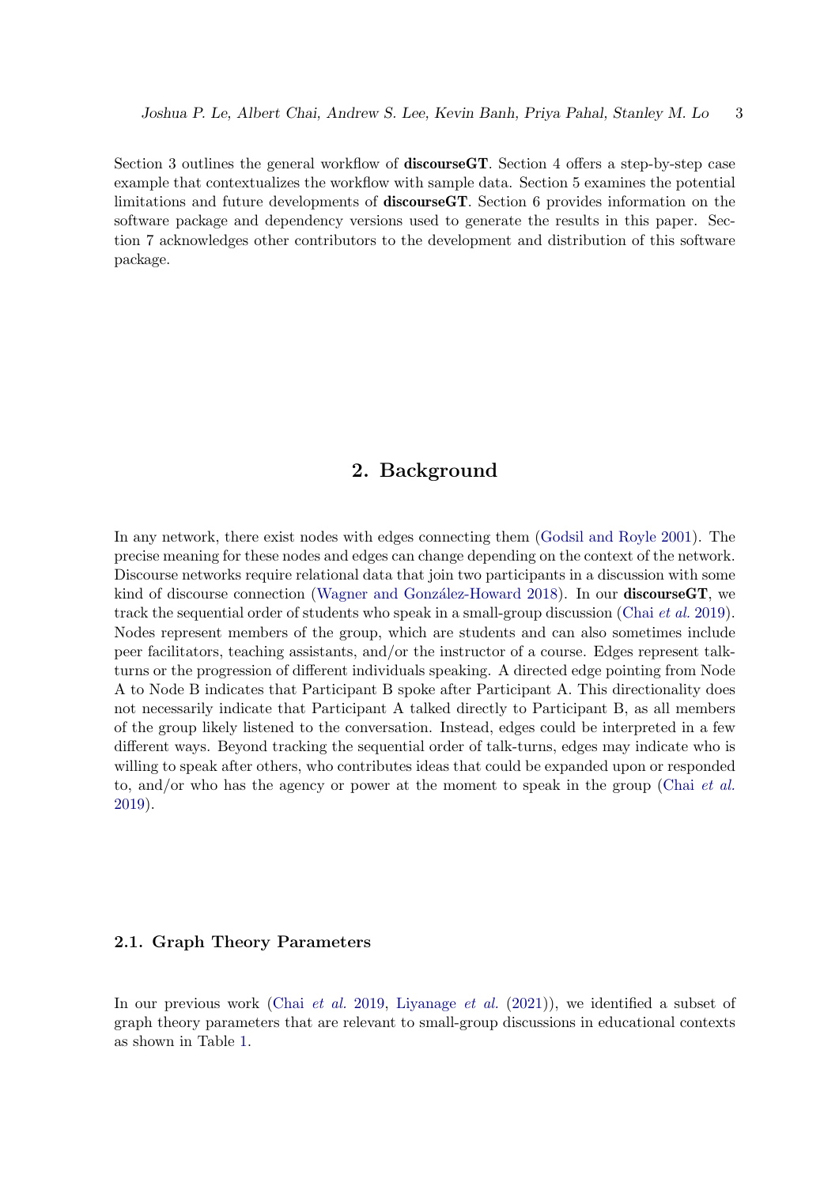Section 3 outlines the general workflow of **discourseGT**. Section 4 offers a step-by-step case example that contextualizes the workflow with sample data. Section 5 examines the potential limitations and future developments of **discourseGT**. Section 6 provides information on the software package and dependency versions used to generate the results in this paper. Section 7 acknowledges other contributors to the development and distribution of this software package.

# 2. Background

In any network, there exist nodes with edges connecting them (Godsil and Royle 2001). The precise meaning for these nodes and edges can change depending on the context of the network. Discourse networks require relational data that join two participants in a discussion with some kind of discourse connection (Wagner and González-Howard 2018). In our **discourseGT**, we track the sequential order of students who speak in a small-group discussion (Chai *et al.* 2019). Nodes represent members of the group, which are students and can also sometimes include peer facilitators, teaching assistants, and/or the instructor of a course. Edges represent talk-turns or the progression of different individuals speaking. A directed edge pointing from Node A to Node B indicates that Participant B spoke after Participant A. This directionality does not necessarily indicate that Participant A talked directly to Participant B, as all members of the group likely listened to the conversation. Instead, edges could be interpreted in a few different ways. Beyond tracking the sequential order of talk-turns, edges may indicate who is willing to speak after others, who contributes ideas that could be expanded upon or responded to, and/or who has the agency or power at the moment to speak in the group (Chai *et al.* 2019).

## 2.1. Graph Theory Parameters

In our previous work (Chai *et al.* 2019, Liyanage *et al.* (2021)), we identified a subset of graph theory parameters that are relevant to small-group discussions in educational contexts as shown in Table 1.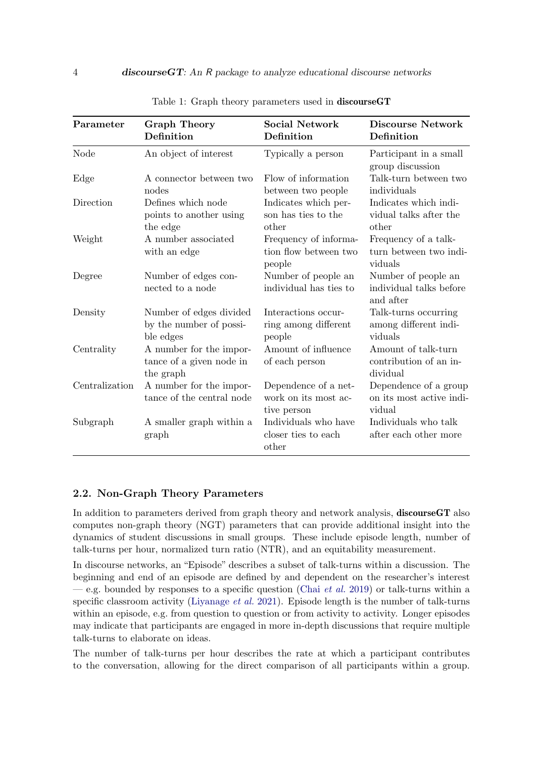Table 1: Graph theory parameters used in **discourseGT**

| Parameter | Graph Theory Definition | Social Network Definition | Discourse Network Definition |
|---|---|---|---|
| Node | An object of interest | Typically a person | Participant in a small group discussion |
| Edge | A connector between two nodes | Flow of information between two people | Talk-turn between two individuals |
| Direction | Defines which node points to another using the edge | Indicates which person has ties to the other | Indicates which individual talks after the other |
| Weight | A number associated with an edge | Frequency of information flow between two people | Frequency of a talk-turn between two individuals |
| Degree | Number of edges connected to a node | Number of people an individual has ties to | Number of people an individual talks before and after |
| Density | Number of edges divided by the number of possible edges | Interactions occurring among different people | Talk-turns occurring among different individuals |
| Centrality | A number for the importance of a given node in the graph | Amount of influence of each person | Amount of talk-turn contribution of an individual |
| Centralization | A number for the importance of the central node | Dependence of a network on its most active person | Dependence of a group on its most active individual |
| Subgraph | A smaller graph within a graph | Individuals who have closer ties to each other | Individuals who talk after each other more |

### 2.2. Non-Graph Theory Parameters

In addition to parameters derived from graph theory and network analysis, **discourseGT** also computes non-graph theory (NGT) parameters that can provide additional insight into the dynamics of student discussions in small groups. These include episode length, number of talk-turns per hour, normalized turn ratio (NTR), and an equitability measurement.

In discourse networks, an "Episode" describes a subset of talk-turns within a discussion. The beginning and end of an episode are defined by and dependent on the researcher's interest — e.g. bounded by responses to a specific question (Chai *et al.* 2019) or talk-turns within a specific classroom activity (Liyanage *et al.* 2021). Episode length is the number of talk-turns within an episode, e.g. from question to question or from activity to activity. Longer episodes may indicate that participants are engaged in more in-depth discussions that require multiple talk-turns to elaborate on ideas.

The number of talk-turns per hour describes the rate at which a participant contributes to the conversation, allowing for the direct comparison of all participants within a group.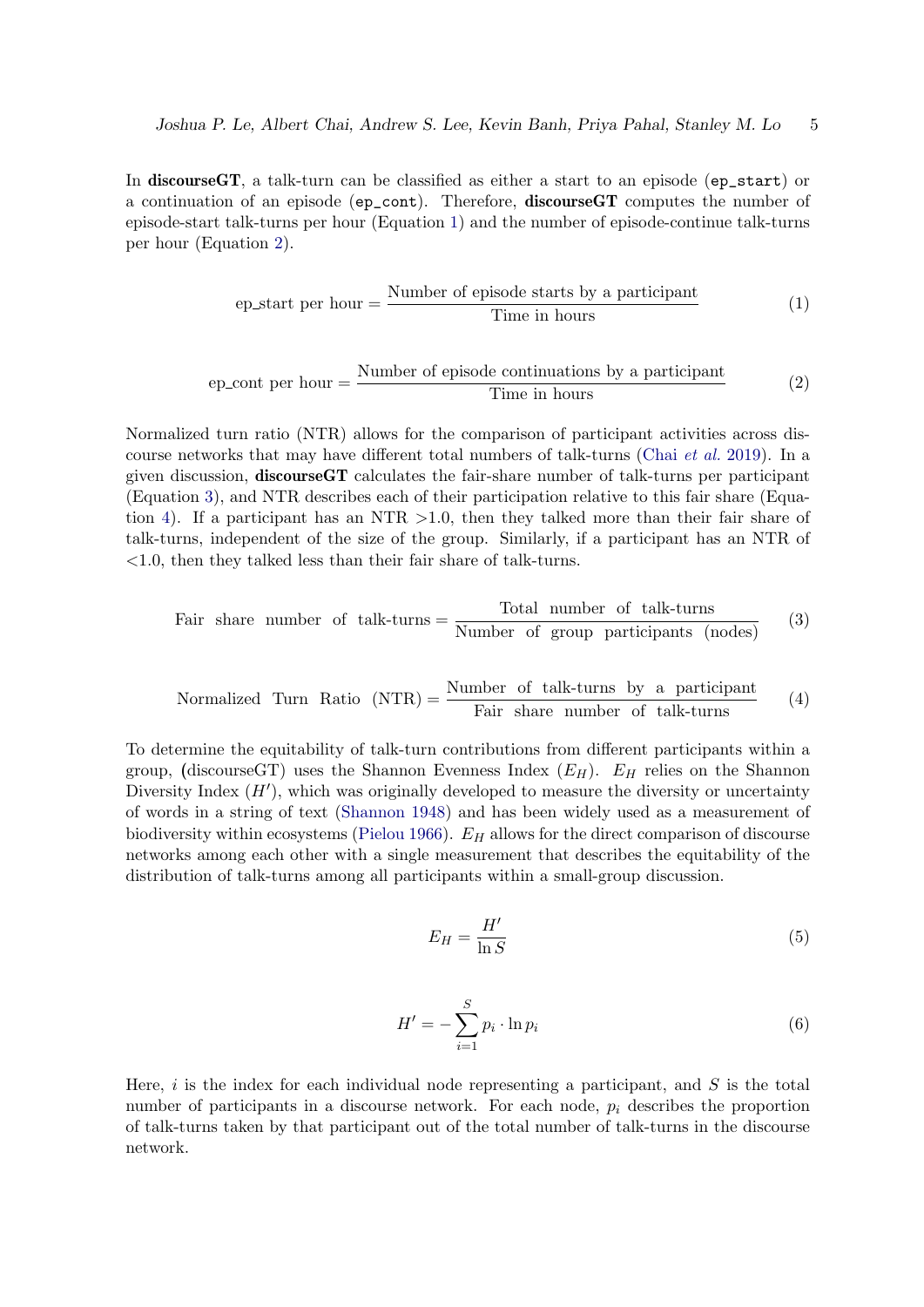In **discourseGT**, a talk-turn can be classified as either a start to an episode (`ep_start`) or a continuation of an episode (`ep_cont`). Therefore, **discourseGT** computes the number of episode-start talk-turns per hour (Equation 1) and the number of episode-continue talk-turns per hour (Equation 2).

$$\text{ep\_start per hour} = \frac{\text{Number of episode starts by a participant}}{\text{Time in hours}} \tag{1}$$

$$\text{ep\_cont per hour} = \frac{\text{Number of episode continuations by a participant}}{\text{Time in hours}} \tag{2}$$

Normalized turn ratio (NTR) allows for the comparison of participant activities across discourse networks that may have different total numbers of talk-turns (Chai *et al.* 2019). In a given discussion, **discourseGT** calculates the fair-share number of talk-turns per participant (Equation 3), and NTR describes each of their participation relative to this fair share (Equation 4). If a participant has an NTR >1.0, then they talked more than their fair share of talk-turns, independent of the size of the group. Similarly, if a participant has an NTR of <1.0, then they talked less than their fair share of talk-turns.

$$\text{Fair share number of talk-turns} = \frac{\text{Total number of talk-turns}}{\text{Number of group participants (nodes)}} \tag{3}$$

$$\text{Normalized Turn Ratio (NTR)} = \frac{\text{Number of talk-turns by a participant}}{\text{Fair share number of talk-turns}} \tag{4}$$

To determine the equitability of talk-turn contributions from different participants within a group, (discourseGT) uses the Shannon Evenness Index ($E_H$). $E_H$ relies on the Shannon Diversity Index ($H'$), which was originally developed to measure the diversity or uncertainty of words in a string of text (Shannon 1948) and has been widely used as a measurement of biodiversity within ecosystems (Pielou 1966). $E_H$ allows for the direct comparison of discourse networks among each other with a single measurement that describes the equitability of the distribution of talk-turns among all participants within a small-group discussion.

$$E_H = \frac{H'}{\ln S} \tag{5}$$

$$H' = -\sum_{i=1}^{S} p_i \cdot \ln p_i \tag{6}$$

Here, $i$ is the index for each individual node representing a participant, and $S$ is the total number of participants in a discourse network. For each node, $p_i$ describes the proportion of talk-turns taken by that participant out of the total number of talk-turns in the discourse network.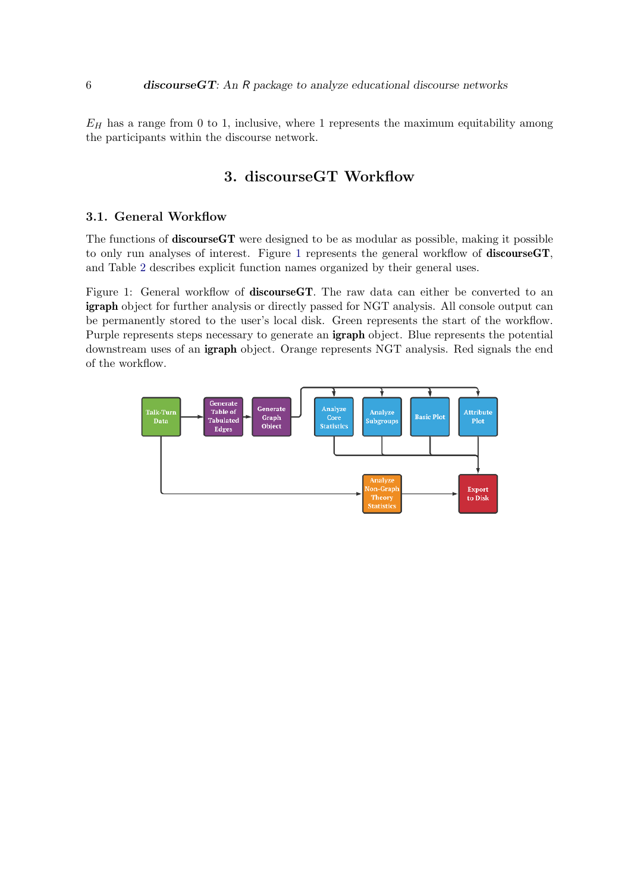$E_H$ has a range from 0 to 1, inclusive, where 1 represents the maximum equitability among the participants within the discourse network.

# 3. discourseGT Workflow

## 3.1. General Workflow

The functions of **discourseGT** were designed to be as modular as possible, making it possible to only run analyses of interest. Figure 1 represents the general workflow of **discourseGT**, and Table 2 describes explicit function names organized by their general uses.

Figure 1: General workflow of **discourseGT**. The raw data can either be converted to an **igraph** object for further analysis or directly passed for NGT analysis. All console output can be permanently stored to the user's local disk. Green represents the start of the workflow. Purple represents steps necessary to generate an **igraph** object. Blue represents the potential downstream uses of an **igraph** object. Orange represents NGT analysis. Red signals the end of the workflow.

Talk-Turn Data

Generate Table of Tabulated Edges

Generate Graph Object

Analyze Core Statistics

Analyze Subgroups

Basic Plot

Attribute Plot

Analyze Non-Graph Theory Statistics

Export to Disk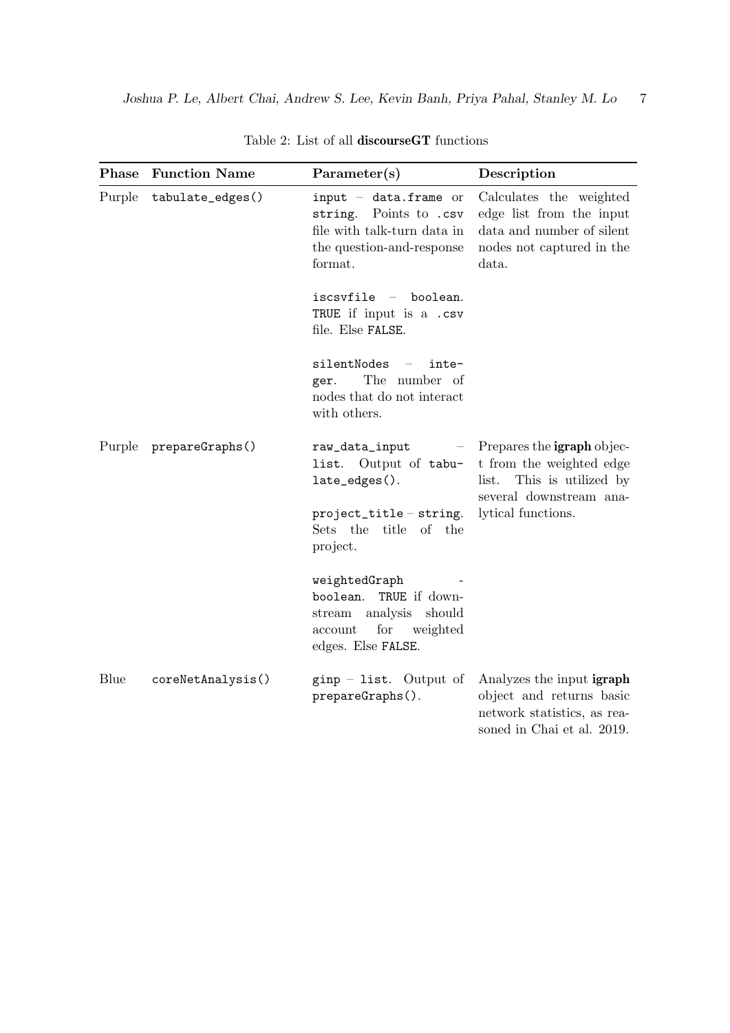Table 2: List of all **discourseGT** functions

| **Phase** | **Function Name** | **Parameter(s)** | **Description** |
| --- | --- | --- | --- |
| Purple | `tabulate_edges()` | `input` – `data.frame` or `string`. Points to `.csv` file with talk-turn data in the question-and-response format. <br><br> `iscsvfile` – `boolean`. `TRUE` if input is a `.csv` file. Else `FALSE`. <br><br> `silentNodes` – `integer`. The number of nodes that do not interact with others. | Calculates the weighted edge list from the input data and number of silent nodes not captured in the data. |
| Purple | `prepareGraphs()` | `raw_data_input` – `list`. Output of `tabulate_edges()`. <br><br> `project_title` – `string`. Sets the title of the project. <br><br> `weightedGraph` - `boolean`. `TRUE` if downstream analysis should account for weighted edges. Else `FALSE`. | Prepares the **igraph** object from the weighted edge list. This is utilized by several downstream analytical functions. |
| Blue | `coreNetAnalysis()` | `ginp` – `list`. Output of `prepareGraphs()`. | Analyzes the input **igraph** object and returns basic network statistics, as reasoned in Chai et al. 2019. |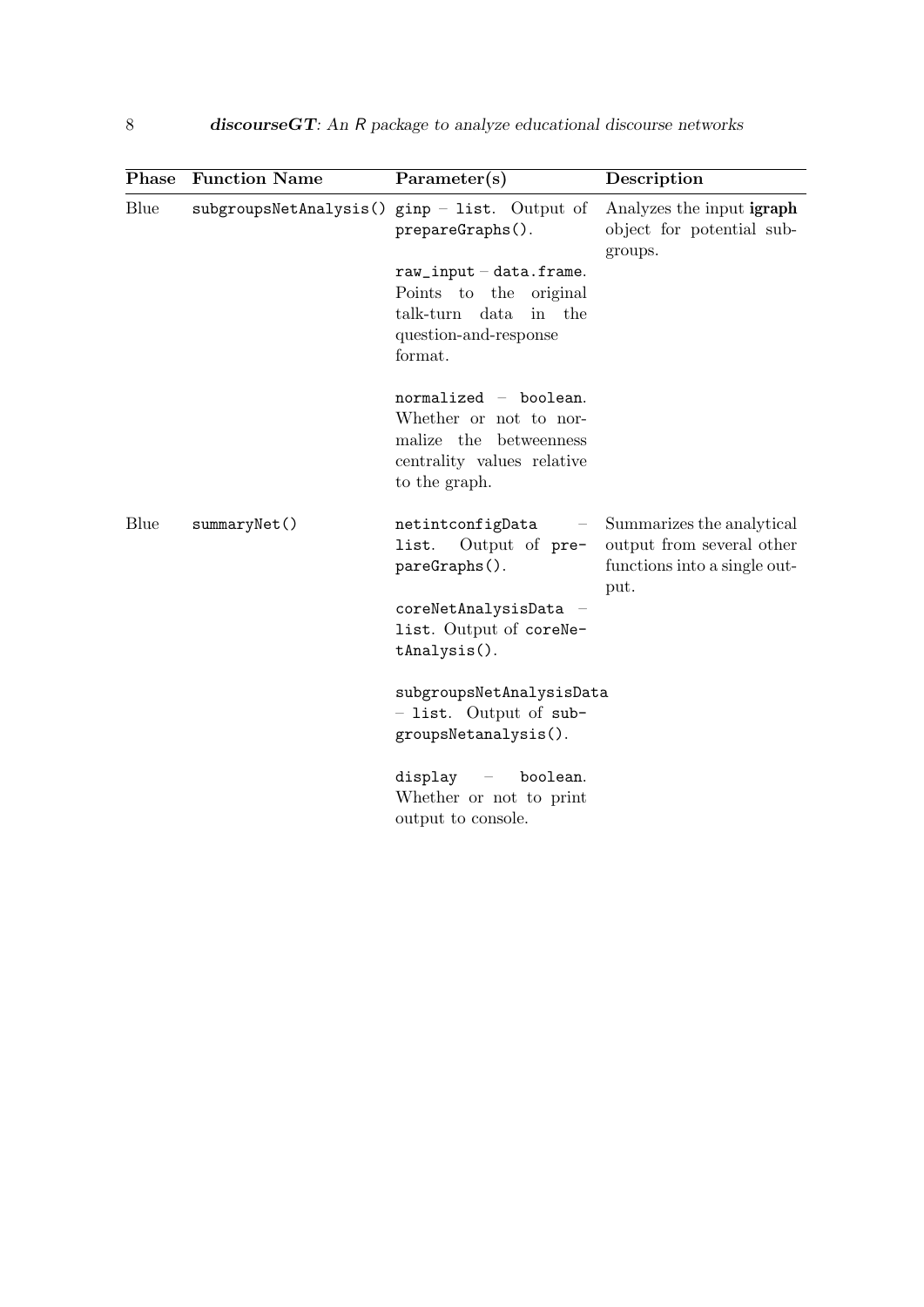| Phase | Function Name | Parameter(s) | Description |
| --- | --- | --- | --- |
| Blue | `subgroupsNetAnalysis()` | `ginp` – `list`. Output of `prepareGraphs()`.<br><br>`raw_input` – `data.frame`. Points to the original talk-turn data in the question-and-response format.<br><br>`normalized` – `boolean`. Whether or not to normalize the betweenness centrality values relative to the graph. | Analyzes the input **igraph** object for potential subgroups. |
| Blue | `summaryNet()` | `netintconfigData` – `list`. Output of `prepareGraphs()`.<br><br>`coreNetAnalysisData` – `list`. Output of `coreNetAnalysis()`.<br><br>`subgroupsNetAnalysisData` – `list`. Output of `subgroupsNetanalysis()`.<br><br>`display` – `boolean`. Whether or not to print output to console. | Summarizes the analytical output from several other functions into a single output. |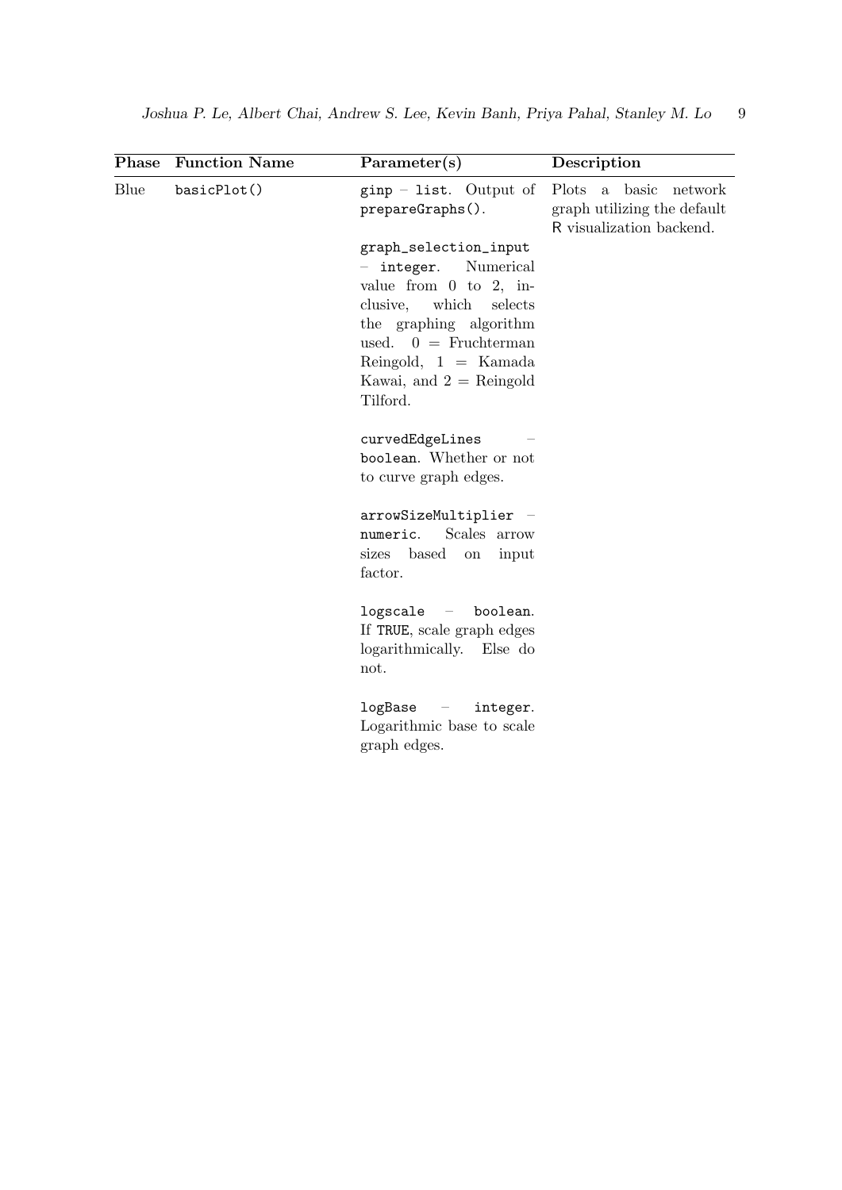| Phase | Function Name | Parameter(s) | Description |
|---|---|---|---|
| Blue | basicPlot() | ginp – list. Output of prepareGraphs().<br><br>graph_selection_input – integer. Numerical value from 0 to 2, inclusive, which selects the graphing algorithm used. 0 = Fruchterman Reingold, 1 = Kamada Kawai, and 2 = Reingold Tilford.<br><br>curvedEdgeLines – boolean. Whether or not to curve graph edges.<br><br>arrowSizeMultiplier – numeric. Scales arrow sizes based on input factor.<br><br>logscale – boolean. If TRUE, scale graph edges logarithmically. Else do not.<br><br>logBase – integer. Logarithmic base to scale graph edges. | Plots a basic network graph utilizing the default R visualization backend. |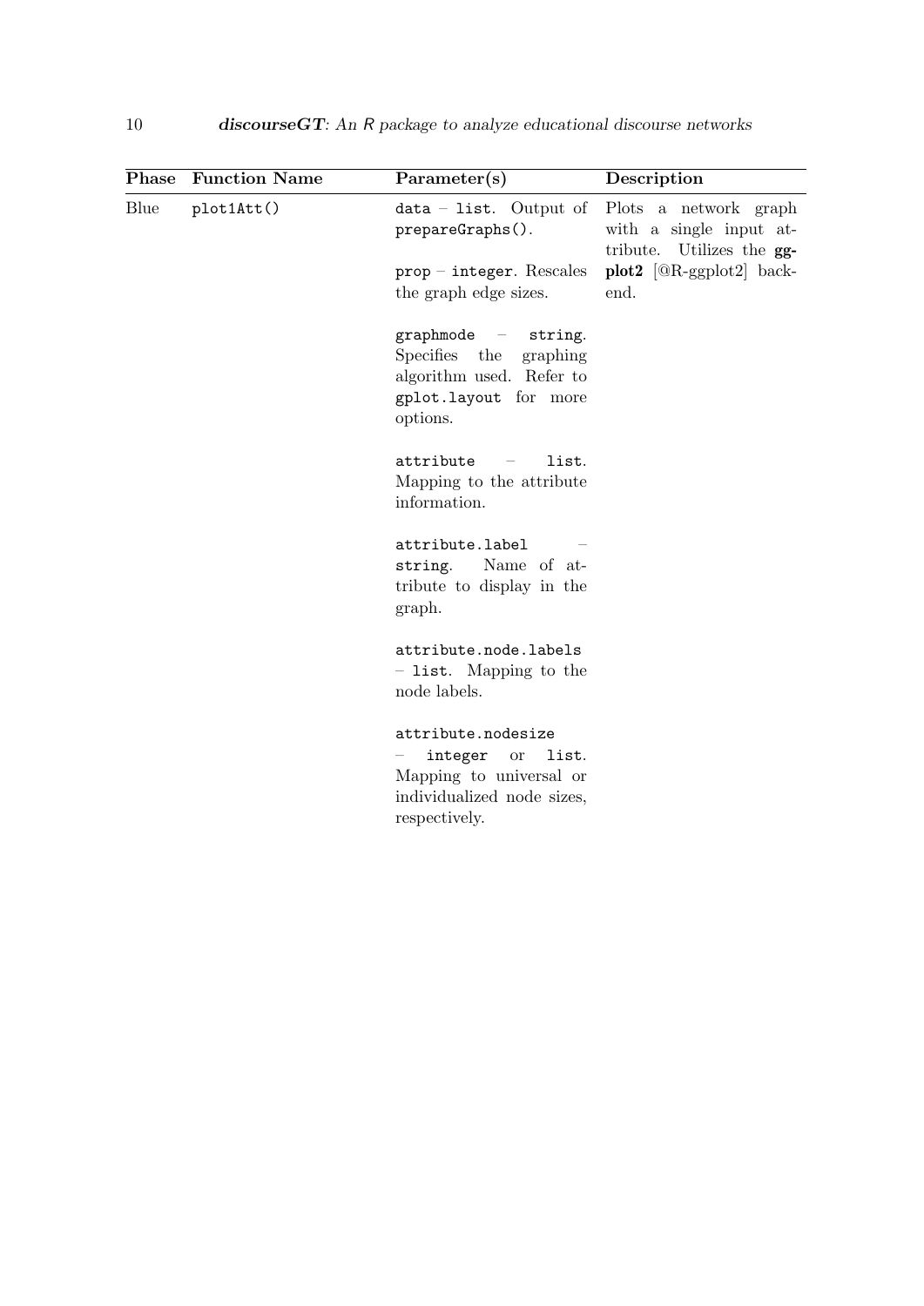| Phase | Function Name | Parameter(s) | Description |
| --- | --- | --- | --- |
| Blue | `plot1Att()` | `data` – `list`. Output of `prepareGraphs()`.<br><br>`prop` – `integer`. Rescales the graph edge sizes.<br><br>`graphmode` – `string`. Specifies the graphing algorithm used. Refer to `gplot.layout` for more options.<br><br>`attribute` – `list`. Mapping to the attribute information.<br><br>`attribute.label` – `string`. Name of attribute to display in the graph.<br><br>`attribute.node.labels` – `list`. Mapping to the node labels.<br><br>`attribute.nodesize` – `integer` or `list`. Mapping to universal or individualized node sizes, respectively. | Plots a network graph with a single input attribute. Utilizes the **ggplot2** [@R-ggplot2] backend. |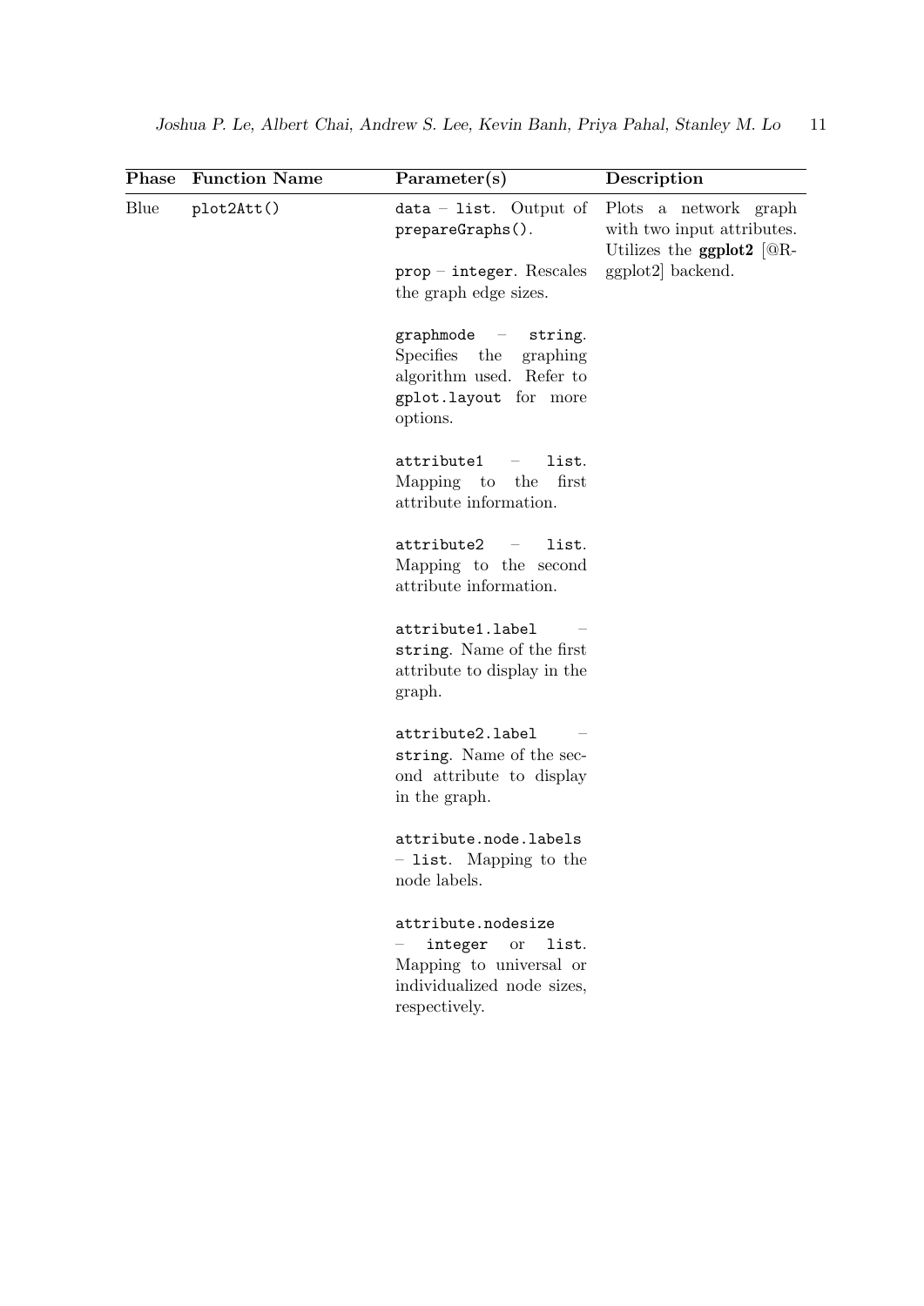| Phase | Function Name | Parameter(s) | Description |
|---|---|---|---|
| Blue | `plot2Att()` | `data` – `list`. Output of `prepareGraphs()`.<br><br>`prop` – `integer`. Rescales the graph edge sizes.<br><br>`graphmode` – `string`. Specifies the graphing algorithm used. Refer to `gplot.layout` for more options.<br><br>`attribute1` – `list`. Mapping to the first attribute information.<br><br>`attribute2` – `list`. Mapping to the second attribute information.<br><br>`attribute1.label` – `string`. Name of the first attribute to display in the graph.<br><br>`attribute2.label` – `string`. Name of the second attribute to display in the graph.<br><br>`attribute.node.labels` – `list`. Mapping to the node labels.<br><br>`attribute.nodesize` – `integer` or `list`. Mapping to universal or individualized node sizes, respectively. | Plots a network graph with two input attributes. Utilizes the **ggplot2** [@R-ggplot2] backend. |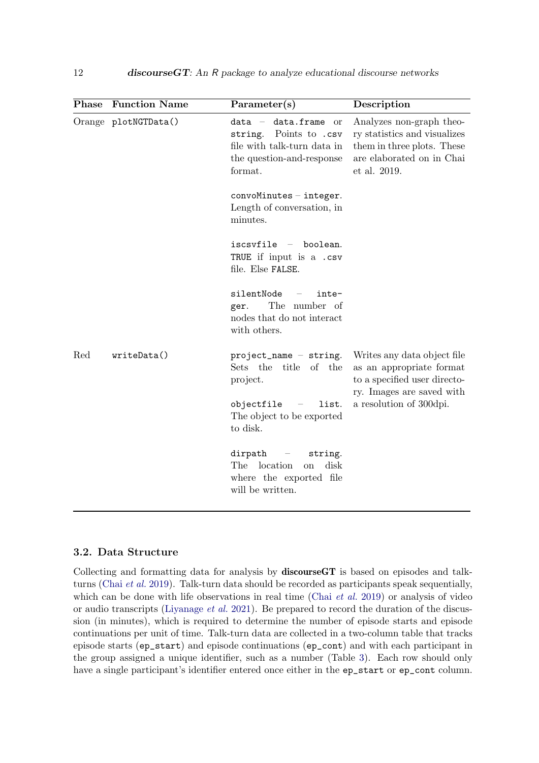| Phase | Function Name | Parameter(s) | Description |
|---|---|---|---|
| Orange | `plotNGTData()` | `data` – `data.frame` or `string`. Points to `.csv` file with talk-turn data in the question-and-response format.<br><br>`convoMinutes` – `integer`. Length of conversation, in minutes.<br><br>`iscsvfile` – `boolean`. `TRUE` if input is a `.csv` file. Else `FALSE`.<br><br>`silentNode` – `integer`. The number of nodes that do not interact with others. | Analyzes non-graph theory statistics and visualizes them in three plots. These are elaborated on in Chai et al. 2019. |
| Red | `writeData()` | `project_name` – `string`. Sets the title of the project.<br><br>`objectfile` – `list`. The object to be exported to disk.<br><br>`dirpath` – `string`. The location on disk where the exported file will be written. | Writes any data object file as an appropriate format to a specified user directory. Images are saved with a resolution of 300dpi. |

### 3.2. Data Structure

Collecting and formatting data for analysis by **discourseGT** is based on episodes and talk-turns (Chai *et al.* 2019). Talk-turn data should be recorded as participants speak sequentially, which can be done with life observations in real time (Chai *et al.* 2019) or analysis of video or audio transcripts (Liyanage *et al.* 2021). Be prepared to record the duration of the discussion (in minutes), which is required to determine the number of episode starts and episode continuations per unit of time. Talk-turn data are collected in a two-column table that tracks episode starts (`ep_start`) and episode continuations (`ep_cont`) and with each participant in the group assigned a unique identifier, such as a number (Table 3). Each row should only have a single participant's identifier entered once either in the `ep_start` or `ep_cont` column.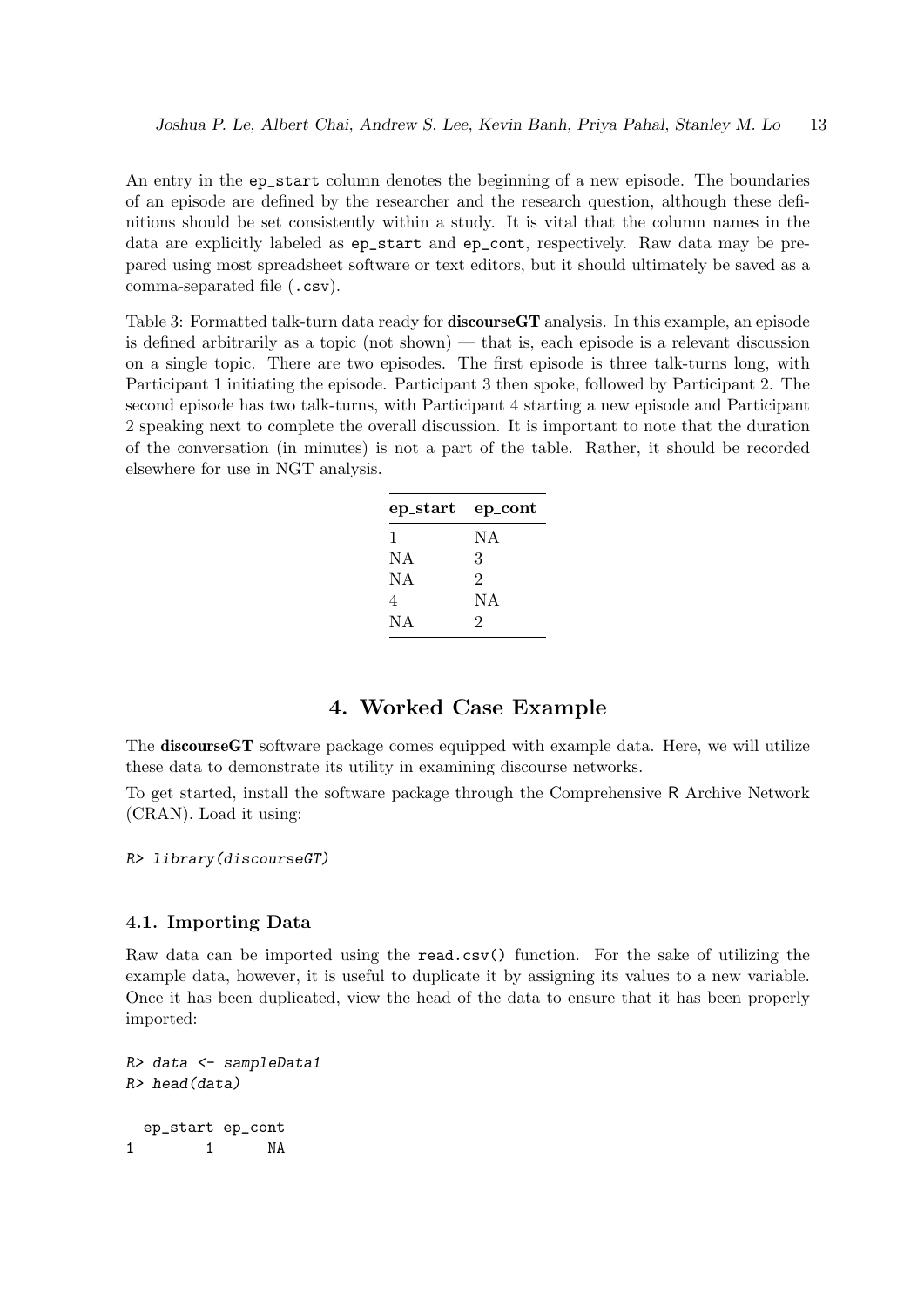An entry in the `ep_start` column denotes the beginning of a new episode. The boundaries of an episode are defined by the researcher and the research question, although these definitions should be set consistently within a study. It is vital that the column names in the data are explicitly labeled as `ep_start` and `ep_cont`, respectively. Raw data may be prepared using most spreadsheet software or text editors, but it should ultimately be saved as a comma-separated file (`.csv`).

Table 3: Formatted talk-turn data ready for **discourseGT** analysis. In this example, an episode is defined arbitrarily as a topic (not shown) — that is, each episode is a relevant discussion on a single topic. There are two episodes. The first episode is three talk-turns long, with Participant 1 initiating the episode. Participant 3 then spoke, followed by Participant 2. The second episode has two talk-turns, with Participant 4 starting a new episode and Participant 2 speaking next to complete the overall discussion. It is important to note that the duration of the conversation (in minutes) is not a part of the table. Rather, it should be recorded elsewhere for use in NGT analysis.

| ep_start | ep_cont |
|---|---|
| 1 | NA |
| NA | 3 |
| NA | 2 |
| 4 | NA |
| NA | 2 |

# 4. Worked Case Example

The **discourseGT** software package comes equipped with example data. Here, we will utilize these data to demonstrate its utility in examining discourse networks.

To get started, install the software package through the Comprehensive R Archive Network (CRAN). Load it using:

```
R> library(discourseGT)
```

## 4.1. Importing Data

Raw data can be imported using the `read.csv()` function. For the sake of utilizing the example data, however, it is useful to duplicate it by assigning its values to a new variable. Once it has been duplicated, view the head of the data to ensure that it has been properly imported:

```
R> data <- sampleData1
R> head(data)

  ep_start ep_cont
1        1      NA
```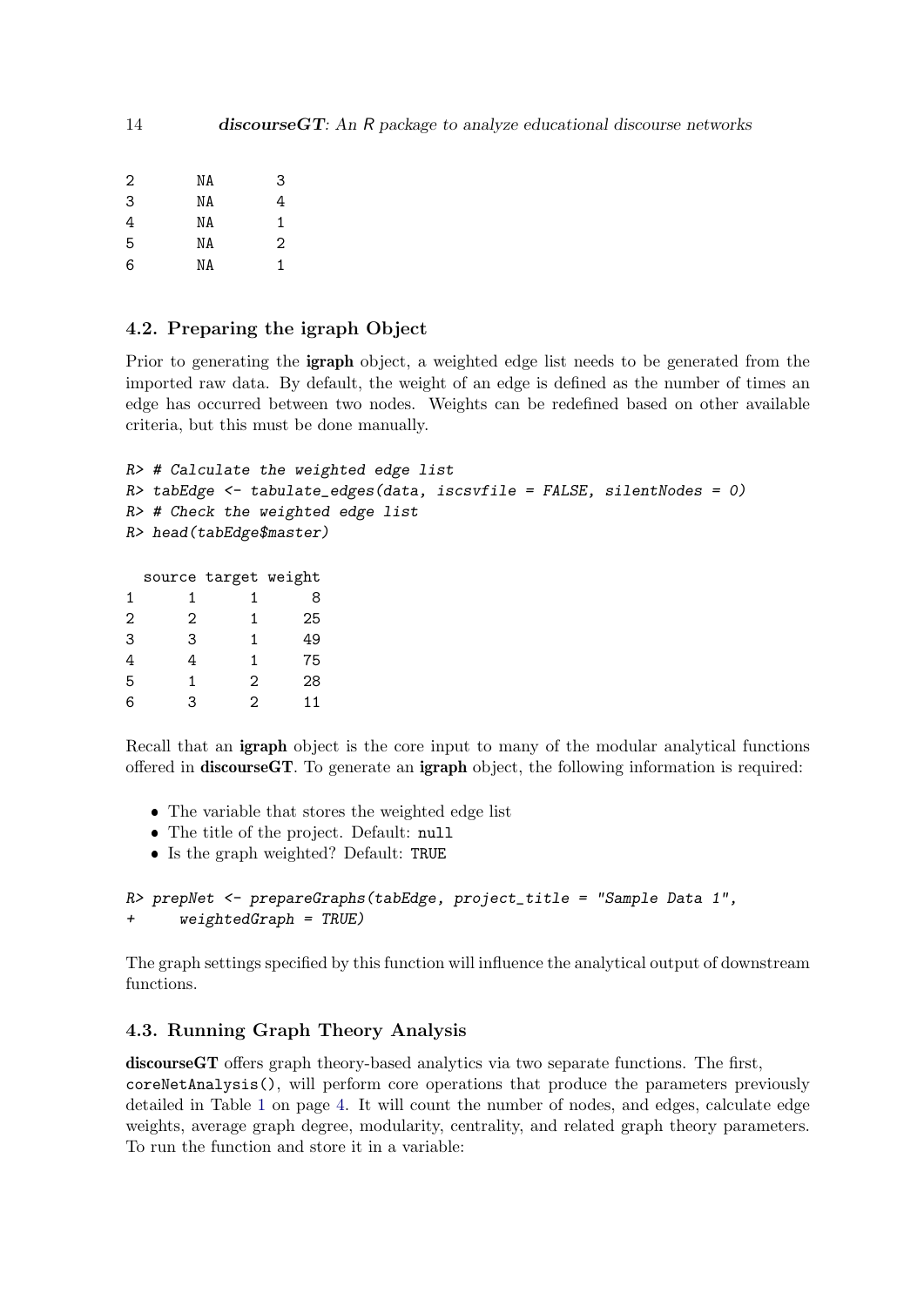```
2       NA      3
3       NA      4
4       NA      1
5       NA      2
6       NA      1
```

### 4.2. Preparing the igraph Object

Prior to generating the **igraph** object, a weighted edge list needs to be generated from the imported raw data. By default, the weight of an edge is defined as the number of times an edge has occurred between two nodes. Weights can be redefined based on other available criteria, but this must be done manually.

```
R> # Calculate the weighted edge list
R> tabEdge <- tabulate_edges(data, iscsvfile = FALSE, silentNodes = 0)
R> # Check the weighted edge list
R> head(tabEdge$master)

  source target weight
1      1      1      8
2      2      1     25
3      3      1     49
4      4      1     75
5      1      2     28
6      3      2     11
```

Recall that an **igraph** object is the core input to many of the modular analytical functions offered in **discourseGT**. To generate an **igraph** object, the following information is required:

- The variable that stores the weighted edge list
- The title of the project. Default: `null`
- Is the graph weighted? Default: `TRUE`

```
R> prepNet <- prepareGraphs(tabEdge, project_title = "Sample Data 1",
+     weightedGraph = TRUE)
```

The graph settings specified by this function will influence the analytical output of downstream functions.

### 4.3. Running Graph Theory Analysis

**discourseGT** offers graph theory-based analytics via two separate functions. The first, `coreNetAnalysis()`, will perform core operations that produce the parameters previously detailed in Table 1 on page 4. It will count the number of nodes, and edges, calculate edge weights, average graph degree, modularity, centrality, and related graph theory parameters. To run the function and store it in a variable: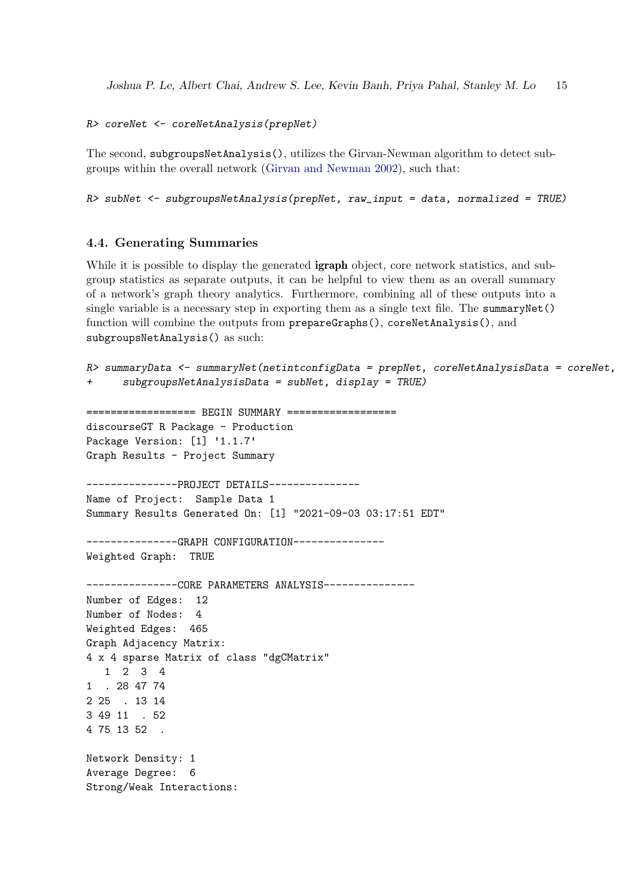```
R> coreNet <- coreNetAnalysis(prepNet)
```

The second, subgroupsNetAnalysis(), utilizes the Girvan-Newman algorithm to detect subgroups within the overall network (Girvan and Newman 2002), such that:

```
R> subNet <- subgroupsNetAnalysis(prepNet, raw_input = data, normalized = TRUE)
```

### 4.4. Generating Summaries

While it is possible to display the generated **igraph** object, core network statistics, and subgroup statistics as separate outputs, it can be helpful to view them as an overall summary of a network's graph theory analytics. Furthermore, combining all of these outputs into a single variable is a necessary step in exporting them as a single text file. The summaryNet() function will combine the outputs from prepareGraphs(), coreNetAnalysis(), and subgroupsNetAnalysis() as such:

```
R> summaryData <- summaryNet(netintconfigData = prepNet, coreNetAnalysisData = coreNet,
+     subgroupsNetAnalysisData = subNet, display = TRUE)

================== BEGIN SUMMARY ==================
discourseGT R Package - Production
Package Version: [1] '1.1.7'
Graph Results - Project Summary

---------------PROJECT DETAILS---------------
Name of Project:  Sample Data 1
Summary Results Generated On: [1] "2021-09-03 03:17:51 EDT"

---------------GRAPH CONFIGURATION---------------
Weighted Graph:  TRUE

---------------CORE PARAMETERS ANALYSIS---------------
Number of Edges:  12
Number of Nodes:  4
Weighted Edges:  465
Graph Adjacency Matrix:
4 x 4 sparse Matrix of class "dgCMatrix"
   1  2  3  4
1  . 28 47 74
2 25  . 13 14
3 49 11  . 52
4 75 13 52  .

Network Density: 1
Average Degree:  6
Strong/Weak Interactions:
```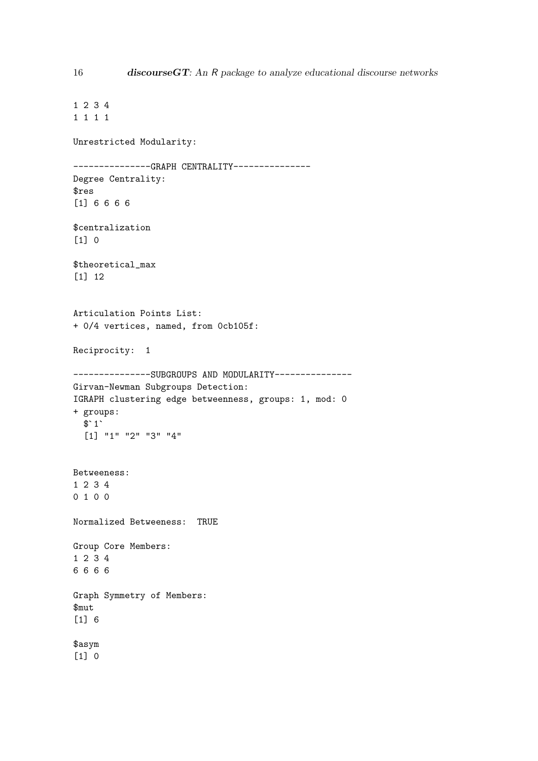```
1 2 3 4
1 1 1 1

Unrestricted Modularity:

---------------GRAPH CENTRALITY---------------
Degree Centrality:
$res
[1] 6 6 6 6

$centralization
[1] 0

$theoretical_max
[1] 12


Articulation Points List:
+ 0/4 vertices, named, from 0cb105f:

Reciprocity:  1

---------------SUBGROUPS AND MODULARITY---------------
Girvan-Newman Subgroups Detection:
IGRAPH clustering edge betweenness, groups: 1, mod: 0
+ groups:
  $`1`
  [1] "1" "2" "3" "4"


Betweeness:
1 2 3 4
0 1 0 0

Normalized Betweeness:  TRUE

Group Core Members:
1 2 3 4
6 6 6 6

Graph Symmetry of Members:
$mut
[1] 6

$asym
[1] 0
```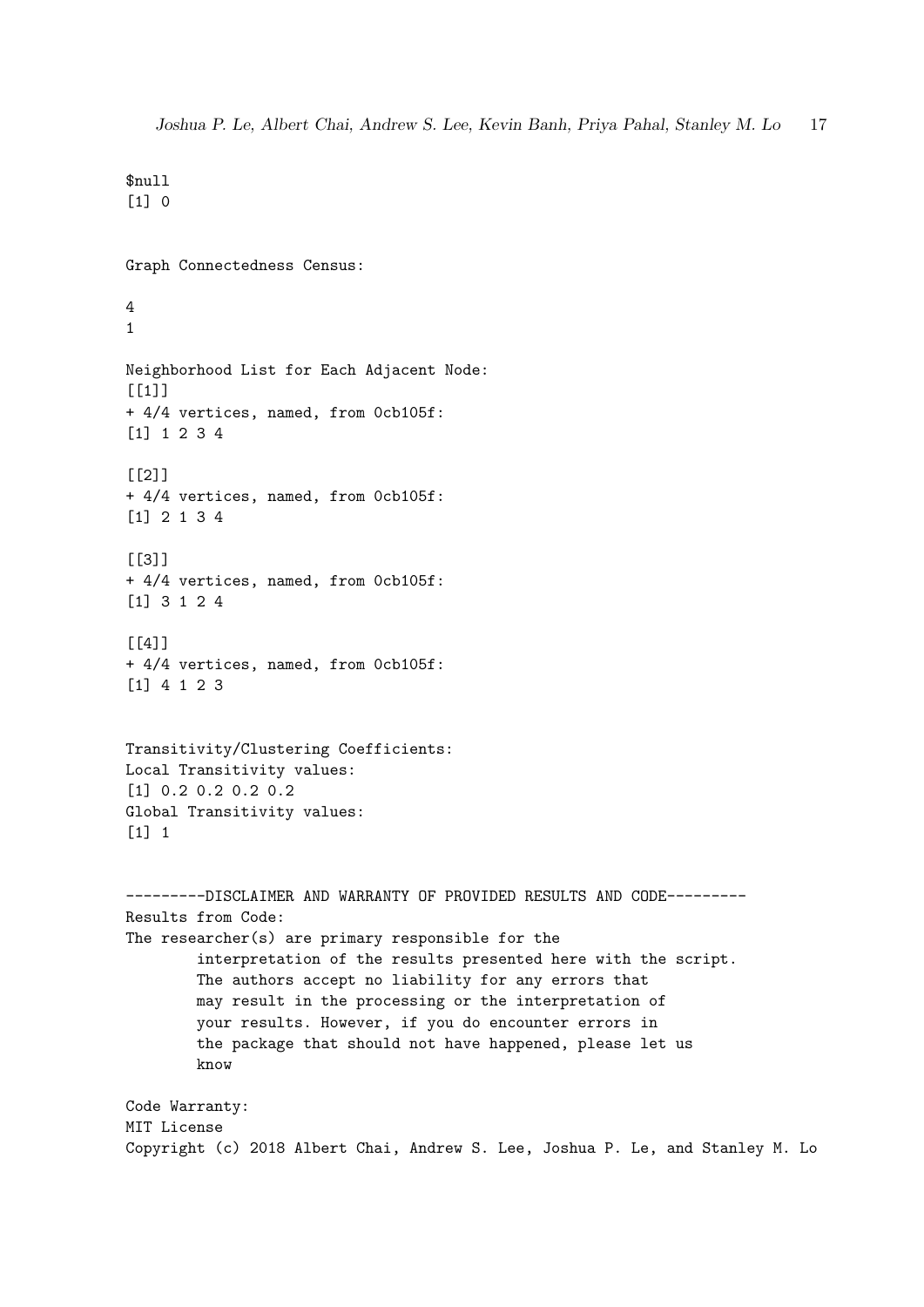```
$null
[1] 0


Graph Connectedness Census:

4
1

Neighborhood List for Each Adjacent Node:
[[1]]
+ 4/4 vertices, named, from 0cb105f:
[1] 1 2 3 4

[[2]]
+ 4/4 vertices, named, from 0cb105f:
[1] 2 1 3 4

[[3]]
+ 4/4 vertices, named, from 0cb105f:
[1] 3 1 2 4

[[4]]
+ 4/4 vertices, named, from 0cb105f:
[1] 4 1 2 3


Transitivity/Clustering Coefficients:
Local Transitivity values:
[1] 0.2 0.2 0.2 0.2
Global Transitivity values:
[1] 1


---------DISCLAIMER AND WARRANTY OF PROVIDED RESULTS AND CODE---------
Results from Code:
The researcher(s) are primary responsible for the
        interpretation of the results presented here with the script.
        The authors accept no liability for any errors that
        may result in the processing or the interpretation of
        your results. However, if you do encounter errors in
        the package that should not have happened, please let us
        know

Code Warranty:
MIT License
Copyright (c) 2018 Albert Chai, Andrew S. Lee, Joshua P. Le, and Stanley M. Lo
```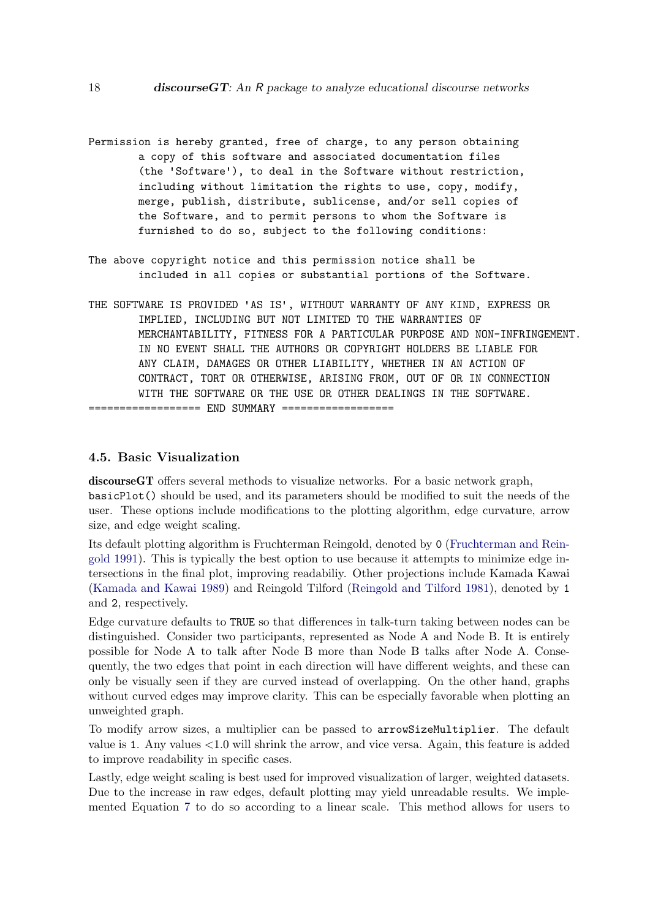```
Permission is hereby granted, free of charge, to any person obtaining
        a copy of this software and associated documentation files
        (the 'Software'), to deal in the Software without restriction,
        including without limitation the rights to use, copy, modify,
        merge, publish, distribute, sublicense, and/or sell copies of
        the Software, and to permit persons to whom the Software is
        furnished to do so, subject to the following conditions:

The above copyright notice and this permission notice shall be
        included in all copies or substantial portions of the Software.

THE SOFTWARE IS PROVIDED 'AS IS', WITHOUT WARRANTY OF ANY KIND, EXPRESS OR
        IMPLIED, INCLUDING BUT NOT LIMITED TO THE WARRANTIES OF
        MERCHANTABILITY, FITNESS FOR A PARTICULAR PURPOSE AND NON-INFRINGEMENT.
        IN NO EVENT SHALL THE AUTHORS OR COPYRIGHT HOLDERS BE LIABLE FOR
        ANY CLAIM, DAMAGES OR OTHER LIABILITY, WHETHER IN AN ACTION OF
        CONTRACT, TORT OR OTHERWISE, ARISING FROM, OUT OF OR IN CONNECTION
        WITH THE SOFTWARE OR THE USE OR OTHER DEALINGS IN THE SOFTWARE.
================== END SUMMARY ==================
```

### 4.5. Basic Visualization

**discourseGT** offers several methods to visualize networks. For a basic network graph, `basicPlot()` should be used, and its parameters should be modified to suit the needs of the user. These options include modifications to the plotting algorithm, edge curvature, arrow size, and edge weight scaling.

Its default plotting algorithm is Fruchterman Reingold, denoted by `0` (Fruchterman and Reingold 1991). This is typically the best option to use because it attempts to minimize edge intersections in the final plot, improving readabiliy. Other projections include Kamada Kawai (Kamada and Kawai 1989) and Reingold Tilford (Reingold and Tilford 1981), denoted by `1` and `2`, respectively.

Edge curvature defaults to `TRUE` so that differences in talk-turn taking between nodes can be distinguished. Consider two participants, represented as Node A and Node B. It is entirely possible for Node A to talk after Node B more than Node B talks after Node A. Consequently, the two edges that point in each direction will have different weights, and these can only be visually seen if they are curved instead of overlapping. On the other hand, graphs without curved edges may improve clarity. This can be especially favorable when plotting an unweighted graph.

To modify arrow sizes, a multiplier can be passed to `arrowSizeMultiplier`. The default value is `1`. Any values $<1.0$ will shrink the arrow, and vice versa. Again, this feature is added to improve readability in specific cases.

Lastly, edge weight scaling is best used for improved visualization of larger, weighted datasets. Due to the increase in raw edges, default plotting may yield unreadable results. We implemented Equation 7 to do so according to a linear scale. This method allows for users to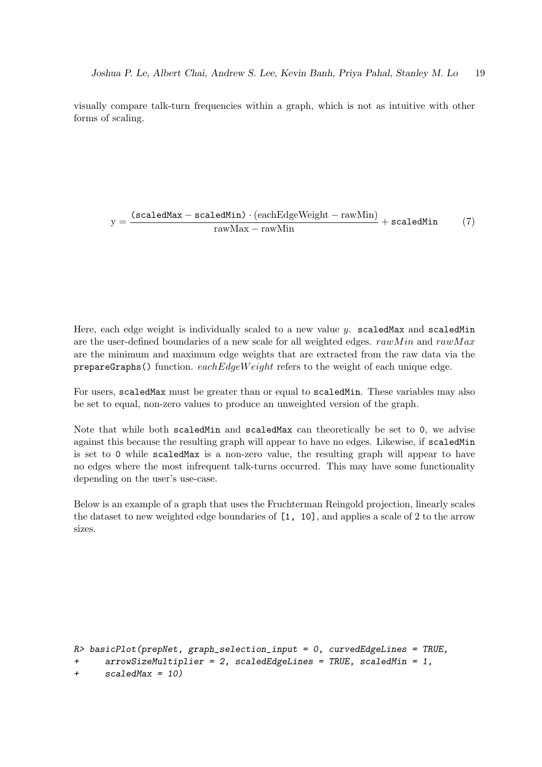visually compare talk-turn frequencies within a graph, which is not as intuitive with other forms of scaling.

$$
\mathrm{y} = \frac{(\texttt{scaledMax} - \texttt{scaledMin}) \cdot (\mathrm{eachEdgeWeight} - \mathrm{rawMin})}{\mathrm{rawMax} - \mathrm{rawMin}} + \texttt{scaledMin} \tag{7}
$$

Here, each edge weight is individually scaled to a new value $y$. `scaledMax` and `scaledMin` are the user-defined boundaries of a new scale for all weighted edges. $rawMin$ and $rawMax$ are the minimum and maximum edge weights that are extracted from the raw data via the `prepareGraphs()` function. $eachEdgeWeight$ refers to the weight of each unique edge.

For users, `scaledMax` must be greater than or equal to `scaledMin`. These variables may also be set to equal, non-zero values to produce an unweighted version of the graph.

Note that while both `scaledMin` and `scaledMax` can theoretically be set to `0`, we advise against this because the resulting graph will appear to have no edges. Likewise, if `scaledMin` is set to `0` while `scaledMax` is a non-zero value, the resulting graph will appear to have no edges where the most infrequent talk-turns occurred. This may have some functionality depending on the user's use-case.

Below is an example of a graph that uses the Fruchterman Reingold projection, linearly scales the dataset to new weighted edge boundaries of `[1, 10]`, and applies a scale of 2 to the arrow sizes.

```
R> basicPlot(prepNet, graph_selection_input = 0, curvedEdgeLines = TRUE,
+     arrowSizeMultiplier = 2, scaledEdgeLines = TRUE, scaledMin = 1,
+     scaledMax = 10)
```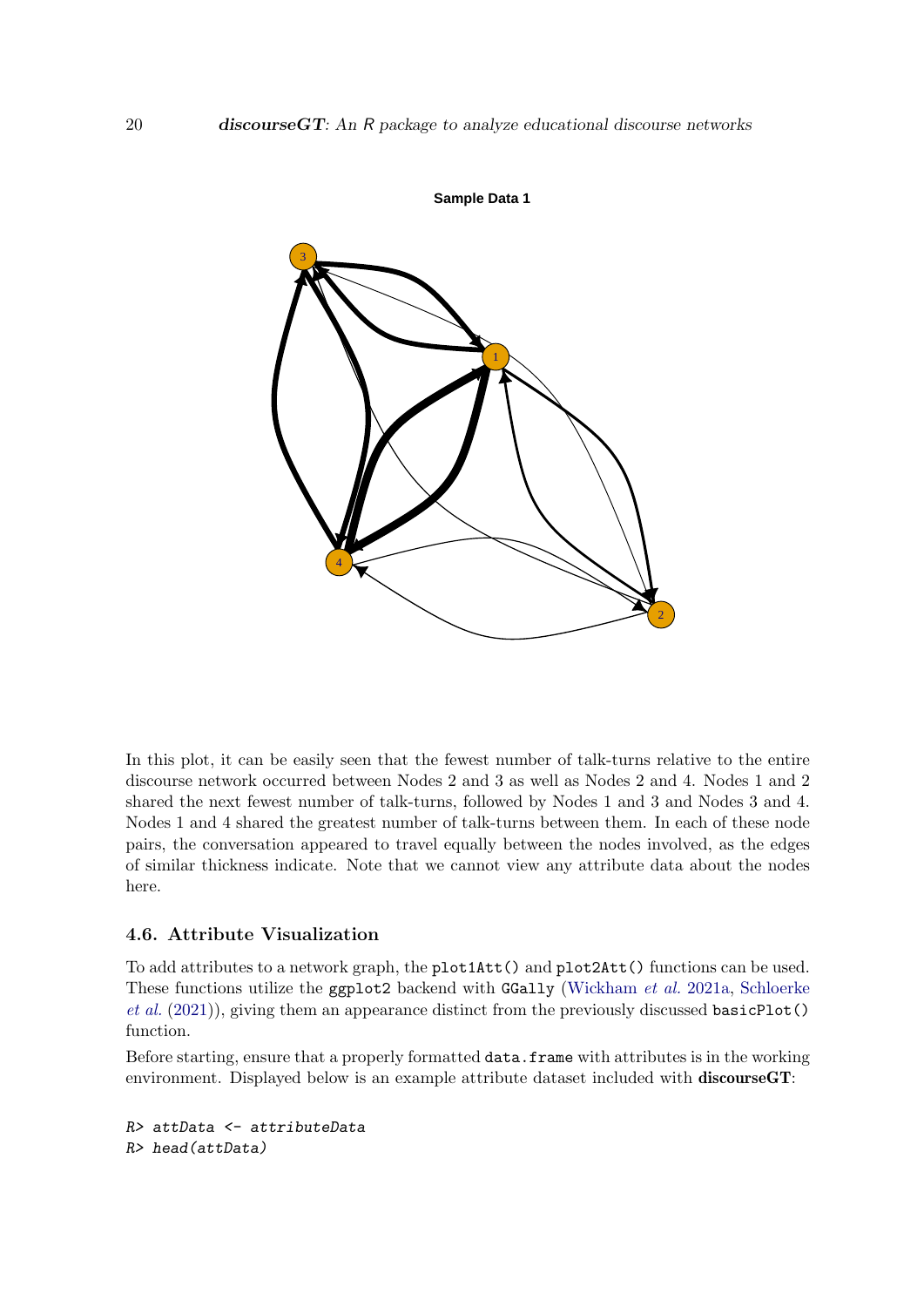In this plot, it can be easily seen that the fewest number of talk-turns relative to the entire discourse network occurred between Nodes 2 and 3 as well as Nodes 2 and 4. Nodes 1 and 2 shared the next fewest number of talk-turns, followed by Nodes 1 and 3 and Nodes 3 and 4. Nodes 1 and 4 shared the greatest number of talk-turns between them. In each of these node pairs, the conversation appeared to travel equally between the nodes involved, as the edges of similar thickness indicate. Note that we cannot view any attribute data about the nodes here.

### 4.6. Attribute Visualization

To add attributes to a network graph, the `plot1Att()` and `plot2Att()` functions can be used. These functions utilize the `ggplot2` backend with `GGally` (Wickham *et al.* 2021a, Schloerke *et al.* (2021)), giving them an appearance distinct from the previously discussed `basicPlot()` function.

Before starting, ensure that a properly formatted `data.frame` with attributes is in the working environment. Displayed below is an example attribute dataset included with **discourseGT**:

```
R> attData <- attributeData
R> head(attData)
```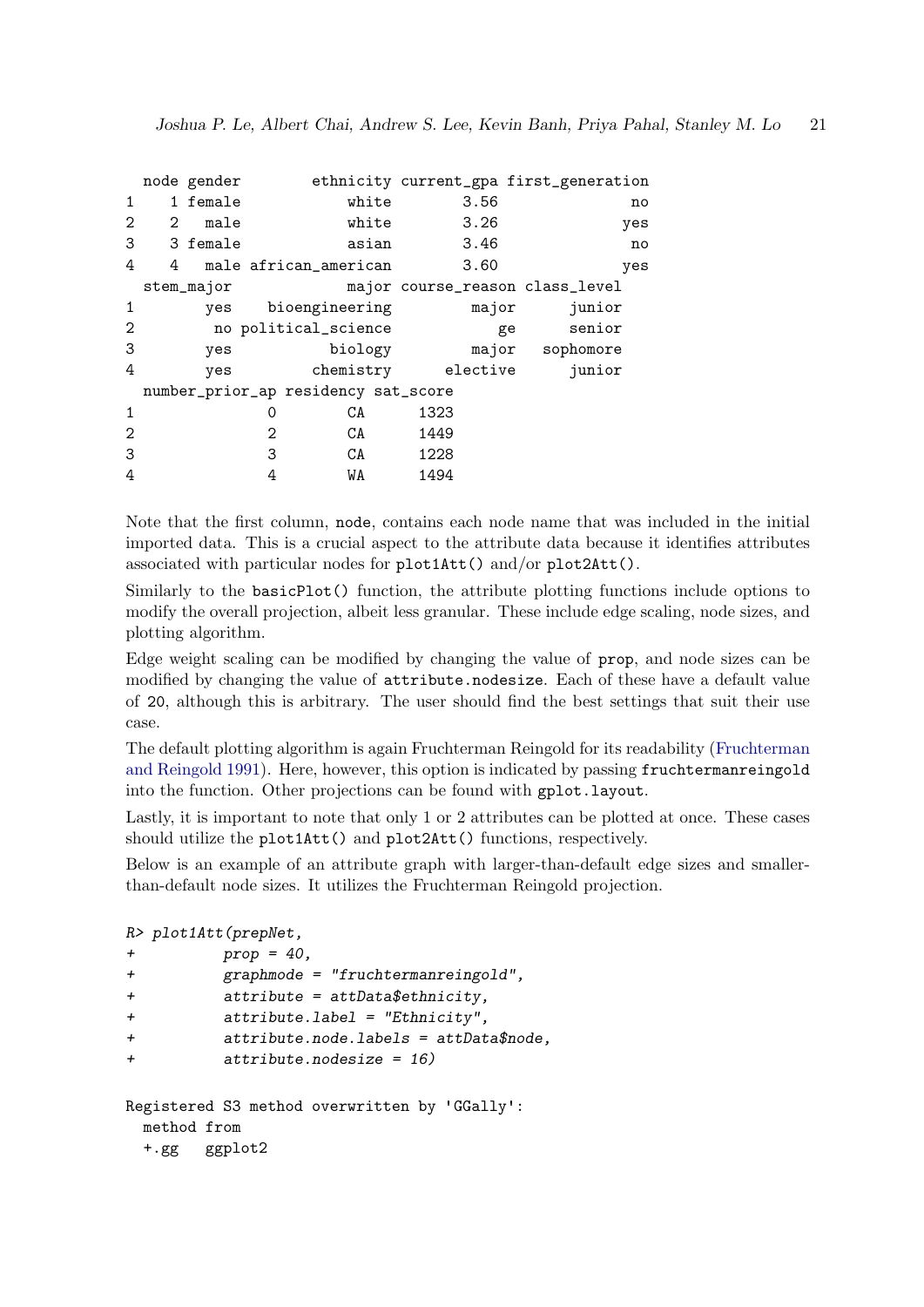```
  node gender       ethnicity current_gpa first_generation
1    1 female           white        3.56               no
2    2   male           white        3.26              yes
3    3 female           asian        3.46               no
4    4   male african_american      3.60              yes
  stem_major             major course_reason class_level
1        yes    bioengineering         major      junior
2         no political_science            ge      senior
3        yes           biology         major   sophomore
4        yes         chemistry      elective      junior
  number_prior_ap residency sat_score
1               0        CA      1323
2               2        CA      1449
3               3        CA      1228
4               4        WA      1494
```

Note that the first column, `node`, contains each node name that was included in the initial imported data. This is a crucial aspect to the attribute data because it identifies attributes associated with particular nodes for `plot1Att()` and/or `plot2Att()`.

Similarly to the `basicPlot()` function, the attribute plotting functions include options to modify the overall projection, albeit less granular. These include edge scaling, node sizes, and plotting algorithm.

Edge weight scaling can be modified by changing the value of `prop`, and node sizes can be modified by changing the value of `attribute.nodesize`. Each of these have a default value of 20, although this is arbitrary. The user should find the best settings that suit their use case.

The default plotting algorithm is again Fruchterman Reingold for its readability (Fruchterman and Reingold 1991). Here, however, this option is indicated by passing `fruchtermanreingold` into the function. Other projections can be found with `gplot.layout`.

Lastly, it is important to note that only 1 or 2 attributes can be plotted at once. These cases should utilize the `plot1Att()` and `plot2Att()` functions, respectively.

Below is an example of an attribute graph with larger-than-default edge sizes and smaller-than-default node sizes. It utilizes the Fruchterman Reingold projection.

```
R> plot1Att(prepNet,
+          prop = 40,
+          graphmode = "fruchtermanreingold",
+          attribute = attData$ethnicity,
+          attribute.label = "Ethnicity",
+          attribute.node.labels = attData$node,
+          attribute.nodesize = 16)

Registered S3 method overwritten by 'GGally':
  method from
  +.gg   ggplot2
```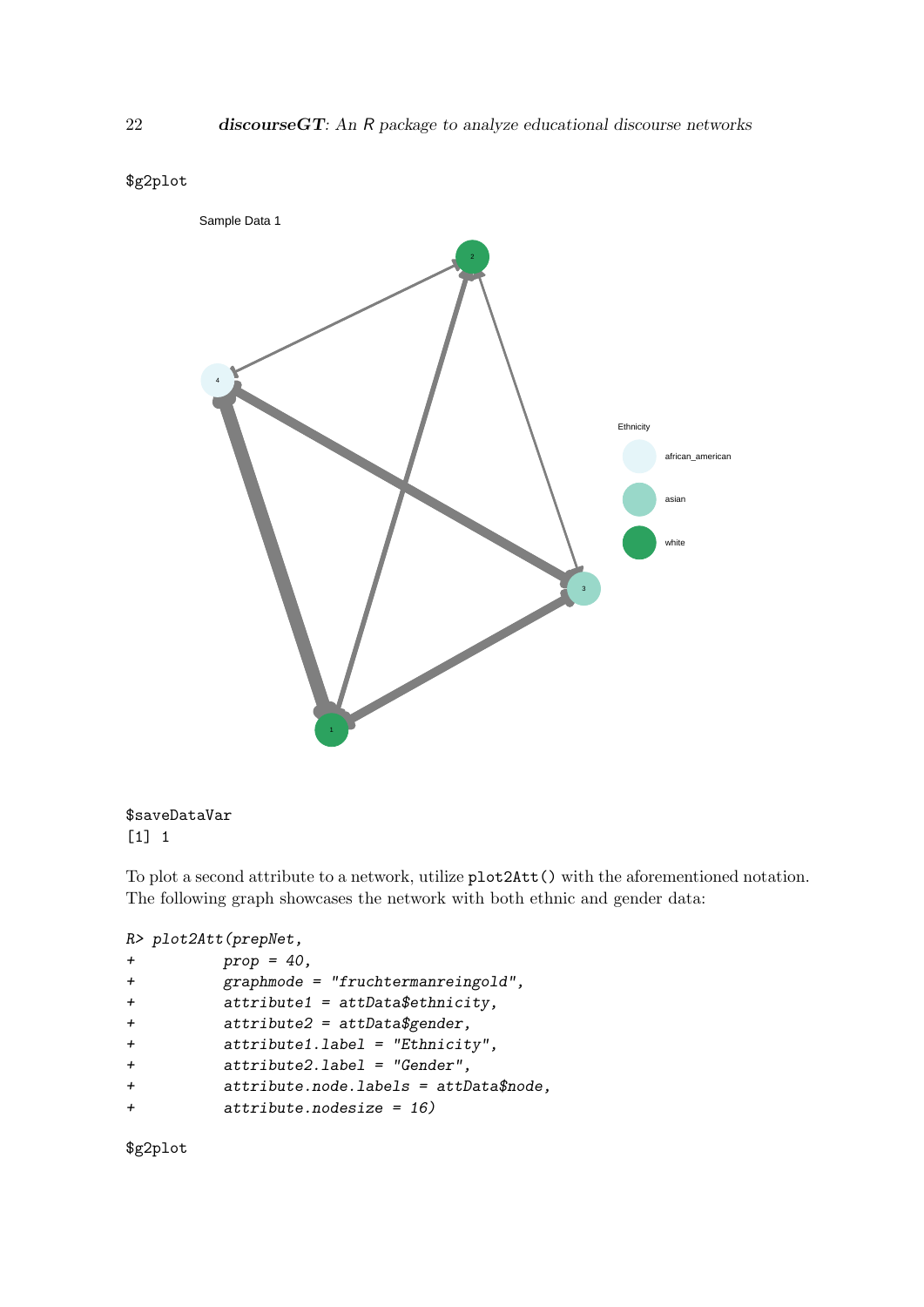$g2plot

Sample Data 1

2

4

Ethnicity

african_american

asian

white

3

1

$saveDataVar
[1] 1

To plot a second attribute to a network, utilize `plot2Att()` with the aforementioned notation. The following graph showcases the network with both ethnic and gender data:

```
R> plot2Att(prepNet,
+          prop = 40,
+          graphmode = "fruchtermanreingold",
+          attribute1 = attData$ethnicity,
+          attribute2 = attData$gender,
+          attribute1.label = "Ethnicity",
+          attribute2.label = "Gender",
+          attribute.node.labels = attData$node,
+          attribute.nodesize = 16)
```

$g2plot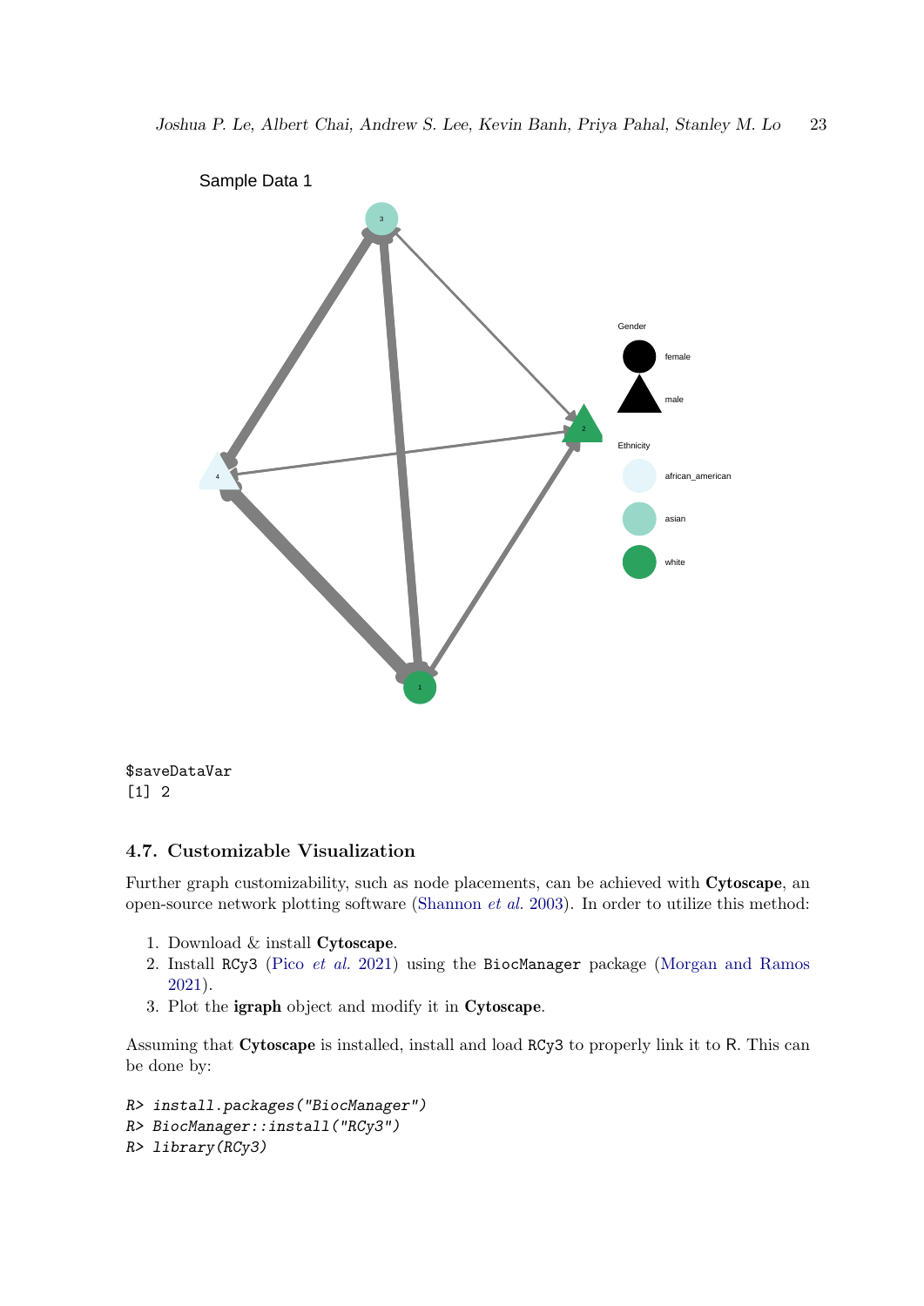Sample Data 1

3

4

2

1

Gender

female

male

Ethnicity

african_american

asian

white

```
$saveDataVar
[1] 2
```

### 4.7. Customizable Visualization

Further graph customizability, such as node placements, can be achieved with **Cytoscape**, an open-source network plotting software (Shannon *et al.* 2003). In order to utilize this method:

1. Download & install **Cytoscape**.
2. Install RCy3 (Pico *et al.* 2021) using the BiocManager package (Morgan and Ramos 2021).
3. Plot the **igraph** object and modify it in **Cytoscape**.

Assuming that **Cytoscape** is installed, install and load RCy3 to properly link it to R. This can be done by:

```
R> install.packages("BiocManager")
R> BiocManager::install("RCy3")
R> library(RCy3)
```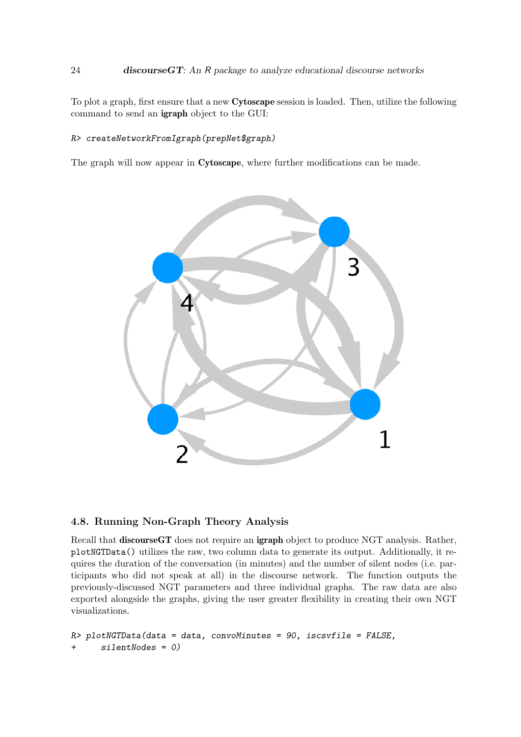To plot a graph, first ensure that a new **Cytoscape** session is loaded. Then, utilize the following command to send an **igraph** object to the GUI:

```
R> createNetworkFromIgraph(prepNet$graph)
```

The graph will now appear in **Cytoscape**, where further modifications can be made.

3
4
2
1

### 4.8. Running Non-Graph Theory Analysis

Recall that **discourseGT** does not require an **igraph** object to produce NGT analysis. Rather, `plotNGTData()` utilizes the raw, two column data to generate its output. Additionally, it requires the duration of the conversation (in minutes) and the number of silent nodes (i.e. participants who did not speak at all) in the discourse network. The function outputs the previously-discussed NGT parameters and three individual graphs. The raw data are also exported alongside the graphs, giving the user greater flexibility in creating their own NGT visualizations.

```
R> plotNGTData(data = data, convoMinutes = 90, iscsvfile = FALSE,
+     silentNodes = 0)
```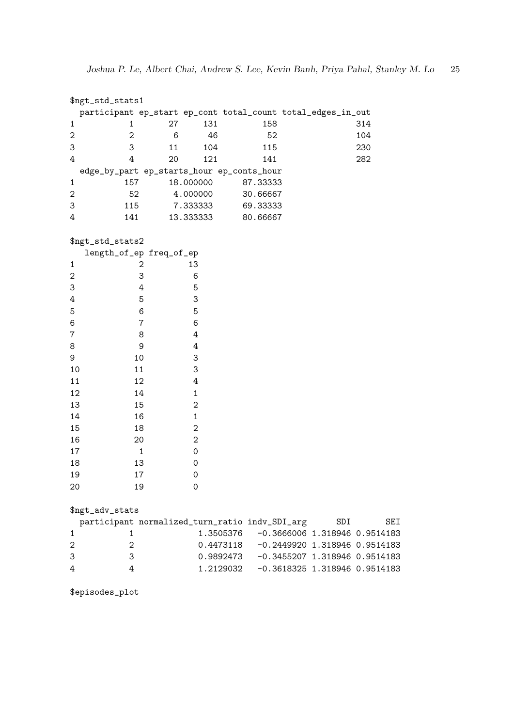```
$ngt_std_stats1
  participant ep_start ep_cont total_count total_edges_in_out
1           1       27     131         158                314
2           2        6      46          52                104
3           3       11     104         115                230
4           4       20     121         141                282
  edge_by_part ep_starts_hour ep_conts_hour
1          157      18.000000      87.33333
2           52       4.000000      30.66667
3          115       7.333333      69.33333
4          141      13.333333      80.66667

$ngt_std_stats2
   length_of_ep freq_of_ep
1             2         13
2             3          6
3             4          5
4             5          3
5             6          5
6             7          6
7             8          4
8             9          4
9            10          3
10           11          3
11           12          4
12           14          1
13           15          2
14           16          1
15           18          2
16           20          2
17            1          0
18           13          0
19           17          0
20           19          0

$ngt_adv_stats
  participant normalized_turn_ratio indv_SDI_arg      SDI       SEI
1           1             1.3505376   -0.3666006 1.318946 0.9514183
2           2             0.4473118   -0.2449920 1.318946 0.9514183
3           3             0.9892473   -0.3455207 1.318946 0.9514183
4           4             1.2129032   -0.3618325 1.318946 0.9514183

$episodes_plot
```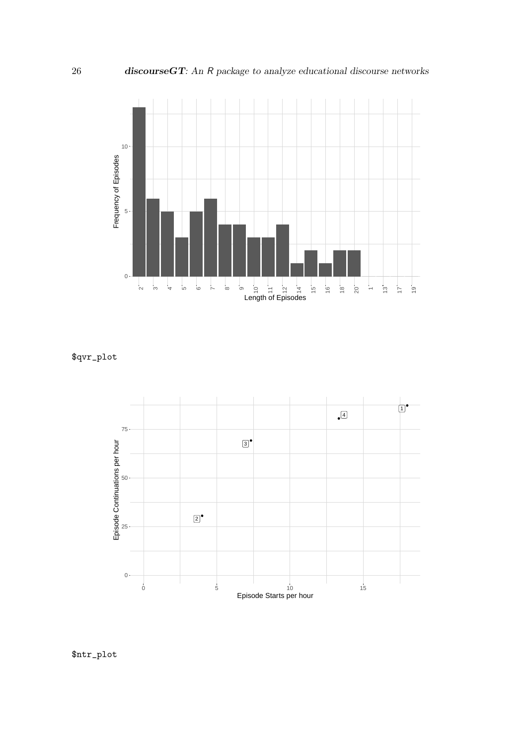Frequency of Episodes

10

5

0

2 3 4 5 6 7 8 9 10 11 12 14 15 16 18 20 1 13 17 19

Length of Episodes

$qvr_plot

Episode Continuations per hour

75

50

25

0

1 2 3 4

0 5 10 15

Episode Starts per hour

$ntr_plot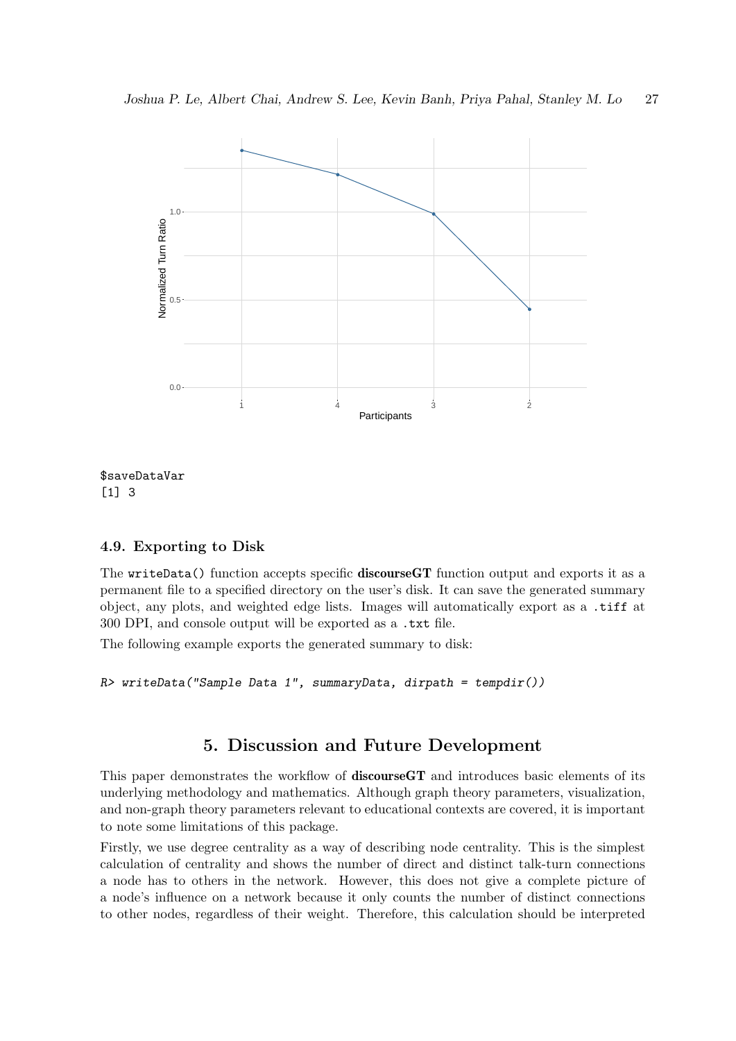Normalized Turn Ratio

1.0
0.5
0.0

1 4 3 2

Participants

```
$saveDataVar
[1] 3
```

### 4.9. Exporting to Disk

The `writeData()` function accepts specific **discourseGT** function output and exports it as a permanent file to a specified directory on the user's disk. It can save the generated summary object, any plots, and weighted edge lists. Images will automatically export as a `.tiff` at 300 DPI, and console output will be exported as a `.txt` file.

The following example exports the generated summary to disk:

```
R> writeData("Sample Data 1", summaryData, dirpath = tempdir())
```

## 5. Discussion and Future Development

This paper demonstrates the workflow of **discourseGT** and introduces basic elements of its underlying methodology and mathematics. Although graph theory parameters, visualization, and non-graph theory parameters relevant to educational contexts are covered, it is important to note some limitations of this package.

Firstly, we use degree centrality as a way of describing node centrality. This is the simplest calculation of centrality and shows the number of direct and distinct talk-turn connections a node has to others in the network. However, this does not give a complete picture of a node's influence on a network because it only counts the number of distinct connections to other nodes, regardless of their weight. Therefore, this calculation should be interpreted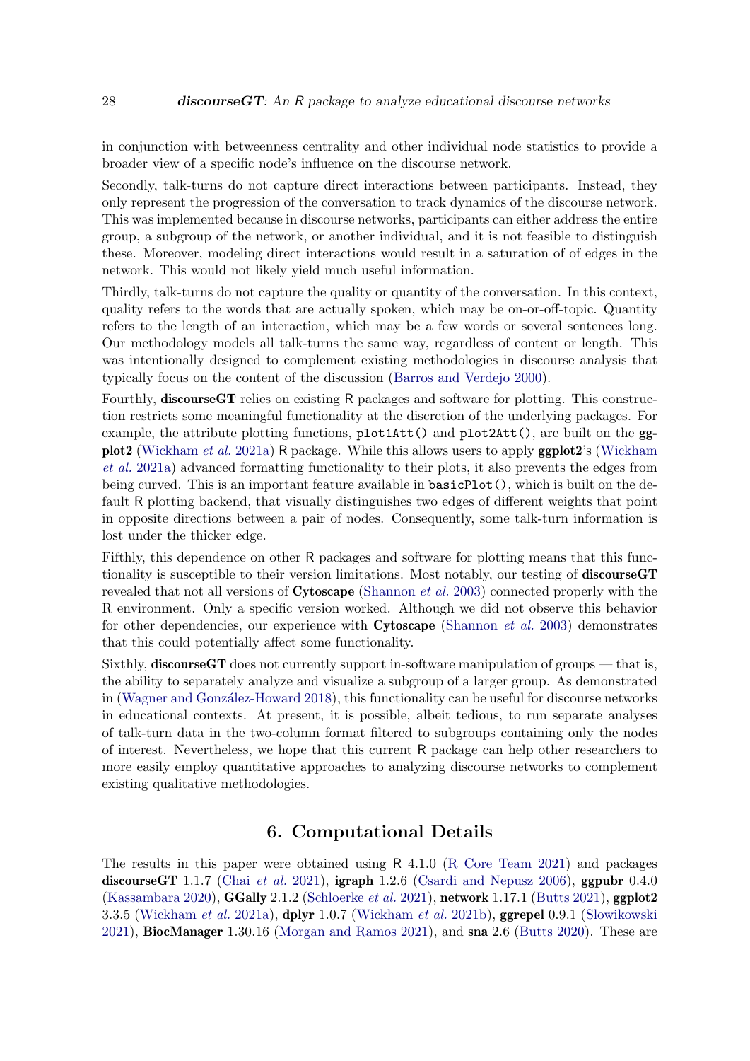in conjunction with betweenness centrality and other individual node statistics to provide a broader view of a specific node's influence on the discourse network.

Secondly, talk-turns do not capture direct interactions between participants. Instead, they only represent the progression of the conversation to track dynamics of the discourse network. This was implemented because in discourse networks, participants can either address the entire group, a subgroup of the network, or another individual, and it is not feasible to distinguish these. Moreover, modeling direct interactions would result in a saturation of of edges in the network. This would not likely yield much useful information.

Thirdly, talk-turns do not capture the quality or quantity of the conversation. In this context, quality refers to the words that are actually spoken, which may be on-or-off-topic. Quantity refers to the length of an interaction, which may be a few words or several sentences long. Our methodology models all talk-turns the same way, regardless of content or length. This was intentionally designed to complement existing methodologies in discourse analysis that typically focus on the content of the discussion (Barros and Verdejo 2000).

Fourthly, **discourseGT** relies on existing R packages and software for plotting. This construction restricts some meaningful functionality at the discretion of the underlying packages. For example, the attribute plotting functions, `plot1Att()` and `plot2Att()`, are built on the **ggplot2** (Wickham *et al.* 2021a) R package. While this allows users to apply **ggplot2**'s (Wickham *et al.* 2021a) advanced formatting functionality to their plots, it also prevents the edges from being curved. This is an important feature available in `basicPlot()`, which is built on the default R plotting backend, that visually distinguishes two edges of different weights that point in opposite directions between a pair of nodes. Consequently, some talk-turn information is lost under the thicker edge.

Fifthly, this dependence on other R packages and software for plotting means that this functionality is susceptible to their version limitations. Most notably, our testing of **discourseGT** revealed that not all versions of **Cytoscape** (Shannon *et al.* 2003) connected properly with the R environment. Only a specific version worked. Although we did not observe this behavior for other dependencies, our experience with **Cytoscape** (Shannon *et al.* 2003) demonstrates that this could potentially affect some functionality.

Sixthly, **discourseGT** does not currently support in-software manipulation of groups — that is, the ability to separately analyze and visualize a subgroup of a larger group. As demonstrated in (Wagner and González-Howard 2018), this functionality can be useful for discourse networks in educational contexts. At present, it is possible, albeit tedious, to run separate analyses of talk-turn data in the two-column format filtered to subgroups containing only the nodes of interest. Nevertheless, we hope that this current R package can help other researchers to more easily employ quantitative approaches to analyzing discourse networks to complement existing qualitative methodologies.

## 6. Computational Details

The results in this paper were obtained using R 4.1.0 (R Core Team 2021) and packages **discourseGT** 1.1.7 (Chai *et al.* 2021), **igraph** 1.2.6 (Csardi and Nepusz 2006), **ggpubr** 0.4.0 (Kassambara 2020), **GGally** 2.1.2 (Schloerke *et al.* 2021), **network** 1.17.1 (Butts 2021), **ggplot2** 3.3.5 (Wickham *et al.* 2021a), **dplyr** 1.0.7 (Wickham *et al.* 2021b), **ggrepel** 0.9.1 (Slowikowski 2021), **BiocManager** 1.30.16 (Morgan and Ramos 2021), and **sna** 2.6 (Butts 2020). These are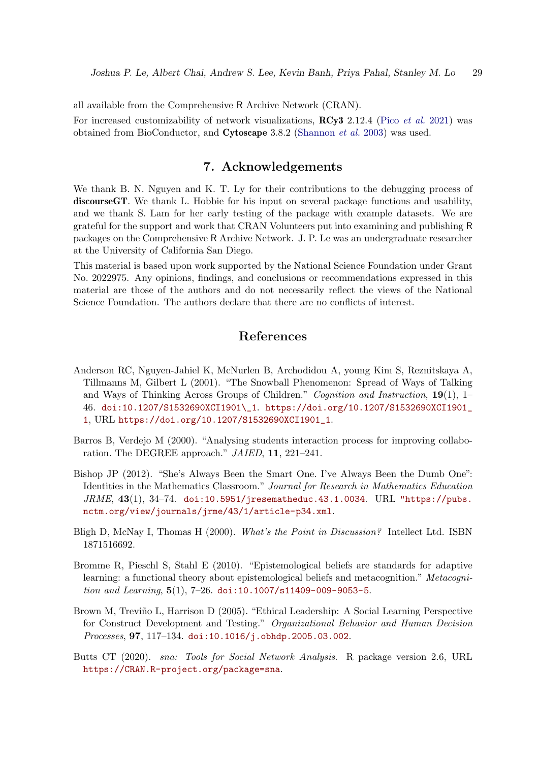all available from the Comprehensive R Archive Network (CRAN).

For increased customizability of network visualizations, **RCy3** 2.12.4 (Pico *et al.* 2021) was obtained from BioConductor, and **Cytoscape** 3.8.2 (Shannon *et al.* 2003) was used.

## 7. Acknowledgements

We thank B. N. Nguyen and K. T. Ly for their contributions to the debugging process of **discourseGT**. We thank L. Hobbie for his input on several package functions and usability, and we thank S. Lam for her early testing of the package with example datasets. We are grateful for the support and work that CRAN Volunteers put into examining and publishing R packages on the Comprehensive R Archive Network. J. P. Le was an undergraduate researcher at the University of California San Diego.

This material is based upon work supported by the National Science Foundation under Grant No. 2022975. Any opinions, findings, and conclusions or recommendations expressed in this material are those of the authors and do not necessarily reflect the views of the National Science Foundation. The authors declare that there are no conflicts of interest.

## References

Anderson RC, Nguyen-Jahiel K, McNurlen B, Archodidou A, young Kim S, Reznitskaya A, Tillmanns M, Gilbert L (2001). "The Snowball Phenomenon: Spread of Ways of Talking and Ways of Thinking Across Groups of Children." *Cognition and Instruction*, **19**(1), 1–46. doi:10.1207/S1532690XCI1901\_1. https://doi.org/10.1207/S1532690XCI1901_1, URL https://doi.org/10.1207/S1532690XCI1901_1.

Barros B, Verdejo M (2000). "Analysing students interaction process for improving collaboration. The DEGREE approach." *JAIED*, **11**, 221–241.

Bishop JP (2012). "She's Always Been the Smart One. I've Always Been the Dumb One": Identities in the Mathematics Classroom." *Journal for Research in Mathematics Education JRME*, **43**(1), 34–74. doi:10.5951/jresematheduc.43.1.0034. URL "https://pubs.nctm.org/view/journals/jrme/43/1/article-p34.xml.

Bligh D, McNay I, Thomas H (2000). *What's the Point in Discussion?* Intellect Ltd. ISBN 1871516692.

Bromme R, Pieschl S, Stahl E (2010). "Epistemological beliefs are standards for adaptive learning: a functional theory about epistemological beliefs and metacognition." *Metacognition and Learning*, **5**(1), 7–26. doi:10.1007/s11409-009-9053-5.

Brown M, Treviño L, Harrison D (2005). "Ethical Leadership: A Social Learning Perspective for Construct Development and Testing." *Organizational Behavior and Human Decision Processes*, **97**, 117–134. doi:10.1016/j.obhdp.2005.03.002.

Butts CT (2020). *sna: Tools for Social Network Analysis*. R package version 2.6, URL https://CRAN.R-project.org/package=sna.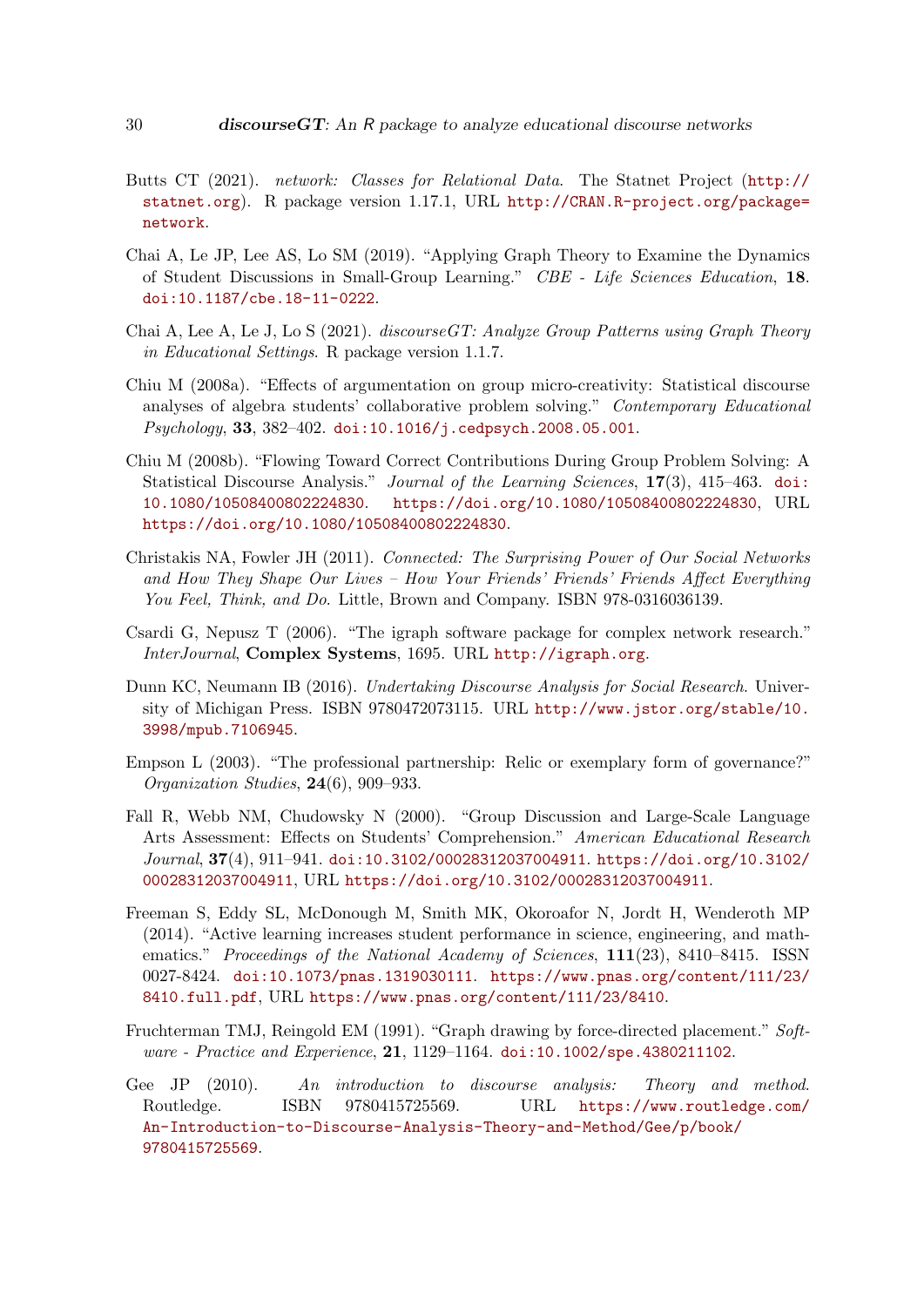Butts CT (2021). *network: Classes for Relational Data*. The Statnet Project (http://statnet.org). R package version 1.17.1, URL http://CRAN.R-project.org/package=network.

Chai A, Le JP, Lee AS, Lo SM (2019). "Applying Graph Theory to Examine the Dynamics of Student Discussions in Small-Group Learning." *CBE - Life Sciences Education*, **18**. doi:10.1187/cbe.18-11-0222.

Chai A, Lee A, Le J, Lo S (2021). *discourseGT: Analyze Group Patterns using Graph Theory in Educational Settings*. R package version 1.1.7.

Chiu M (2008a). "Effects of argumentation on group micro-creativity: Statistical discourse analyses of algebra students' collaborative problem solving." *Contemporary Educational Psychology*, **33**, 382–402. doi:10.1016/j.cedpsych.2008.05.001.

Chiu M (2008b). "Flowing Toward Correct Contributions During Group Problem Solving: A Statistical Discourse Analysis." *Journal of the Learning Sciences*, **17**(3), 415–463. doi:10.1080/10508400802224830. https://doi.org/10.1080/10508400802224830, URL https://doi.org/10.1080/10508400802224830.

Christakis NA, Fowler JH (2011). *Connected: The Surprising Power of Our Social Networks and How They Shape Our Lives – How Your Friends' Friends' Friends Affect Everything You Feel, Think, and Do*. Little, Brown and Company. ISBN 978-0316036139.

Csardi G, Nepusz T (2006). "The igraph software package for complex network research." *InterJournal*, **Complex Systems**, 1695. URL http://igraph.org.

Dunn KC, Neumann IB (2016). *Undertaking Discourse Analysis for Social Research*. University of Michigan Press. ISBN 9780472073115. URL http://www.jstor.org/stable/10.3998/mpub.7106945.

Empson L (2003). "The professional partnership: Relic or exemplary form of governance?" *Organization Studies*, **24**(6), 909–933.

Fall R, Webb NM, Chudowsky N (2000). "Group Discussion and Large-Scale Language Arts Assessment: Effects on Students' Comprehension." *American Educational Research Journal*, **37**(4), 911–941. doi:10.3102/00028312037004911. https://doi.org/10.3102/00028312037004911, URL https://doi.org/10.3102/00028312037004911.

Freeman S, Eddy SL, McDonough M, Smith MK, Okoroafor N, Jordt H, Wenderoth MP (2014). "Active learning increases student performance in science, engineering, and mathematics." *Proceedings of the National Academy of Sciences*, **111**(23), 8410–8415. ISSN 0027-8424. doi:10.1073/pnas.1319030111. https://www.pnas.org/content/111/23/8410.full.pdf, URL https://www.pnas.org/content/111/23/8410.

Fruchterman TMJ, Reingold EM (1991). "Graph drawing by force-directed placement." *Software - Practice and Experience*, **21**, 1129–1164. doi:10.1002/spe.4380211102.

Gee JP (2010). *An introduction to discourse analysis: Theory and method*. Routledge. ISBN 9780415725569. URL https://www.routledge.com/An-Introduction-to-Discourse-Analysis-Theory-and-Method/Gee/p/book/9780415725569.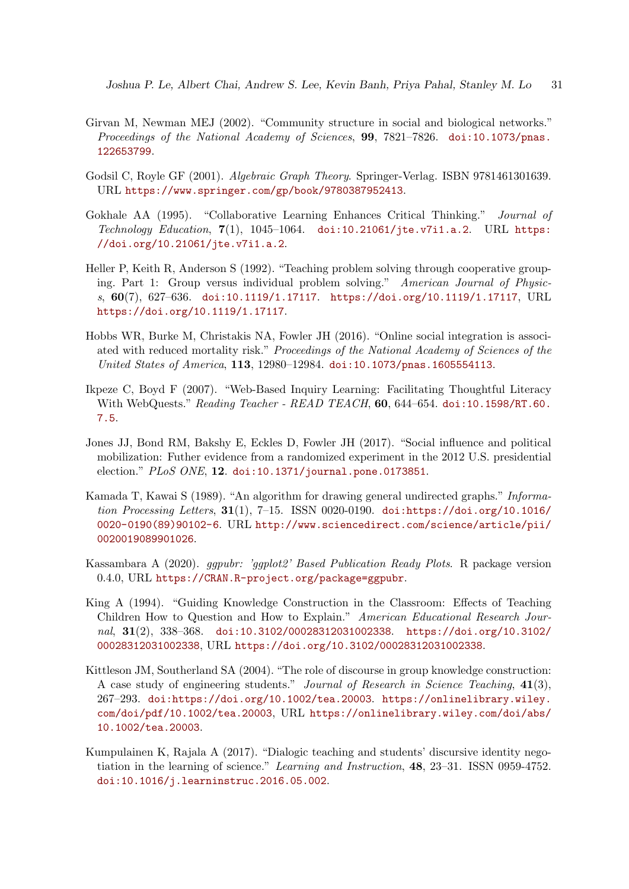Girvan M, Newman MEJ (2002). "Community structure in social and biological networks." *Proceedings of the National Academy of Sciences*, **99**, 7821–7826. doi:10.1073/pnas.122653799.

Godsil C, Royle GF (2001). *Algebraic Graph Theory*. Springer-Verlag. ISBN 9781461301639. URL https://www.springer.com/gp/book/9780387952413.

Gokhale AA (1995). "Collaborative Learning Enhances Critical Thinking." *Journal of Technology Education*, **7**(1), 1045–1064. doi:10.21061/jte.v7i1.a.2. URL https://doi.org/10.21061/jte.v7i1.a.2.

Heller P, Keith R, Anderson S (1992). "Teaching problem solving through cooperative grouping. Part 1: Group versus individual problem solving." *American Journal of Physics*, **60**(7), 627–636. doi:10.1119/1.17117. https://doi.org/10.1119/1.17117, URL https://doi.org/10.1119/1.17117.

Hobbs WR, Burke M, Christakis NA, Fowler JH (2016). "Online social integration is associated with reduced mortality risk." *Proceedings of the National Academy of Sciences of the United States of America*, **113**, 12980–12984. doi:10.1073/pnas.1605554113.

Ikpeze C, Boyd F (2007). "Web-Based Inquiry Learning: Facilitating Thoughtful Literacy With WebQuests." *Reading Teacher - READ TEACH*, **60**, 644–654. doi:10.1598/RT.60.7.5.

Jones JJ, Bond RM, Bakshy E, Eckles D, Fowler JH (2017). "Social influence and political mobilization: Futher evidence from a randomized experiment in the 2012 U.S. presidential election." *PLoS ONE*, **12**. doi:10.1371/journal.pone.0173851.

Kamada T, Kawai S (1989). "An algorithm for drawing general undirected graphs." *Information Processing Letters*, **31**(1), 7–15. ISSN 0020-0190. doi:https://doi.org/10.1016/0020-0190(89)90102-6. URL http://www.sciencedirect.com/science/article/pii/0020019089901026.

Kassambara A (2020). *ggpubr: 'ggplot2' Based Publication Ready Plots*. R package version 0.4.0, URL https://CRAN.R-project.org/package=ggpubr.

King A (1994). "Guiding Knowledge Construction in the Classroom: Effects of Teaching Children How to Question and How to Explain." *American Educational Research Journal*, **31**(2), 338–368. doi:10.3102/00028312031002338. https://doi.org/10.3102/00028312031002338, URL https://doi.org/10.3102/00028312031002338.

Kittleson JM, Southerland SA (2004). "The role of discourse in group knowledge construction: A case study of engineering students." *Journal of Research in Science Teaching*, **41**(3), 267–293. doi:https://doi.org/10.1002/tea.20003. https://onlinelibrary.wiley.com/doi/pdf/10.1002/tea.20003, URL https://onlinelibrary.wiley.com/doi/abs/10.1002/tea.20003.

Kumpulainen K, Rajala A (2017). "Dialogic teaching and students' discursive identity negotiation in the learning of science." *Learning and Instruction*, **48**, 23–31. ISSN 0959-4752. doi:10.1016/j.learninstruc.2016.05.002.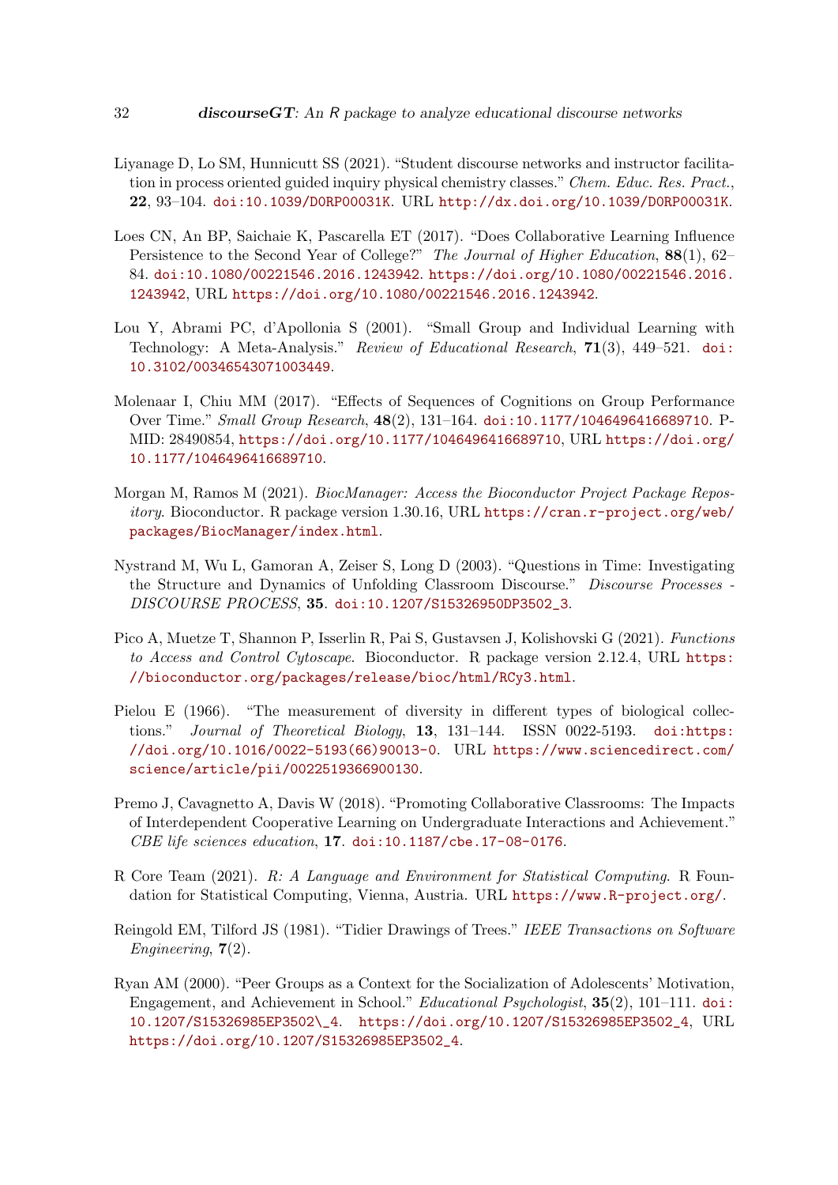Liyanage D, Lo SM, Hunnicutt SS (2021). "Student discourse networks and instructor facilitation in process oriented guided inquiry physical chemistry classes." *Chem. Educ. Res. Pract.*, **22**, 93–104. doi:10.1039/D0RP00031K. URL http://dx.doi.org/10.1039/D0RP00031K.

Loes CN, An BP, Saichaie K, Pascarella ET (2017). "Does Collaborative Learning Influence Persistence to the Second Year of College?" *The Journal of Higher Education*, **88**(1), 62–84. doi:10.1080/00221546.2016.1243942. https://doi.org/10.1080/00221546.2016.1243942, URL https://doi.org/10.1080/00221546.2016.1243942.

Lou Y, Abrami PC, d'Apollonia S (2001). "Small Group and Individual Learning with Technology: A Meta-Analysis." *Review of Educational Research*, **71**(3), 449–521. doi:10.3102/00346543071003449.

Molenaar I, Chiu MM (2017). "Effects of Sequences of Cognitions on Group Performance Over Time." *Small Group Research*, **48**(2), 131–164. doi:10.1177/1046496416689710. PMID: 28490854, https://doi.org/10.1177/1046496416689710, URL https://doi.org/10.1177/1046496416689710.

Morgan M, Ramos M (2021). *BiocManager: Access the Bioconductor Project Package Repository*. Bioconductor. R package version 1.30.16, URL https://cran.r-project.org/web/packages/BiocManager/index.html.

Nystrand M, Wu L, Gamoran A, Zeiser S, Long D (2003). "Questions in Time: Investigating the Structure and Dynamics of Unfolding Classroom Discourse." *Discourse Processes - DISCOURSE PROCESS*, **35**. doi:10.1207/S15326950DP3502_3.

Pico A, Muetze T, Shannon P, Isserlin R, Pai S, Gustavsen J, Kolishovski G (2021). *Functions to Access and Control Cytoscape*. Bioconductor. R package version 2.12.4, URL https://bioconductor.org/packages/release/bioc/html/RCy3.html.

Pielou E (1966). "The measurement of diversity in different types of biological collections." *Journal of Theoretical Biology*, **13**, 131–144. ISSN 0022-5193. doi:https://doi.org/10.1016/0022-5193(66)90013-0. URL https://www.sciencedirect.com/science/article/pii/0022519366900130.

Premo J, Cavagnetto A, Davis W (2018). "Promoting Collaborative Classrooms: The Impacts of Interdependent Cooperative Learning on Undergraduate Interactions and Achievement." *CBE life sciences education*, **17**. doi:10.1187/cbe.17-08-0176.

R Core Team (2021). *R: A Language and Environment for Statistical Computing*. R Foundation for Statistical Computing, Vienna, Austria. URL https://www.R-project.org/.

Reingold EM, Tilford JS (1981). "Tidier Drawings of Trees." *IEEE Transactions on Software Engineering*, **7**(2).

Ryan AM (2000). "Peer Groups as a Context for the Socialization of Adolescents' Motivation, Engagement, and Achievement in School." *Educational Psychologist*, **35**(2), 101–111. doi:10.1207/S15326985EP3502\_4. https://doi.org/10.1207/S15326985EP3502_4, URL https://doi.org/10.1207/S15326985EP3502_4.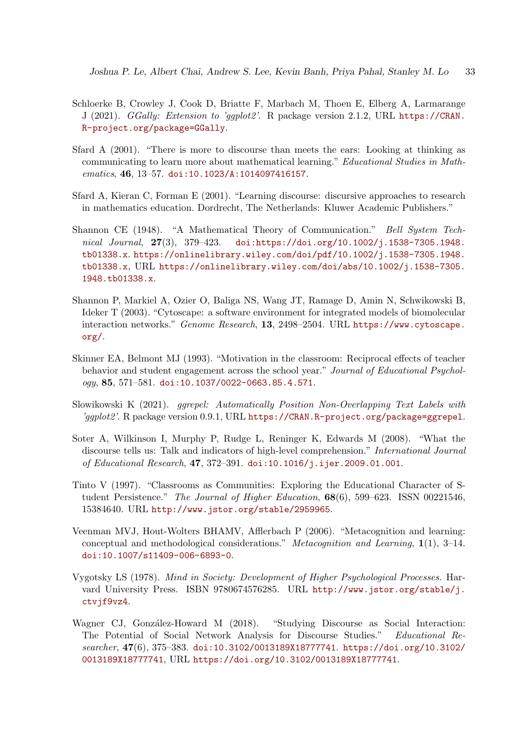Schloerke B, Crowley J, Cook D, Briatte F, Marbach M, Thoen E, Elberg A, Larmarange J (2021). *GGally: Extension to 'ggplot2'*. R package version 2.1.2, URL https://CRAN.R-project.org/package=GGally.

Sfard A (2001). "There is more to discourse than meets the ears: Looking at thinking as communicating to learn more about mathematical learning." *Educational Studies in Mathematics*, **46**, 13–57. doi:10.1023/A:1014097416157.

Sfard A, Kieran C, Forman E (2001). "Learning discourse: discursive approaches to research in mathematics education. Dordrecht, The Netherlands: Kluwer Academic Publishers."

Shannon CE (1948). "A Mathematical Theory of Communication." *Bell System Technical Journal*, **27**(3), 379–423. doi:https://doi.org/10.1002/j.1538-7305.1948.tb01338.x. https://onlinelibrary.wiley.com/doi/pdf/10.1002/j.1538-7305.1948.tb01338.x, URL https://onlinelibrary.wiley.com/doi/abs/10.1002/j.1538-7305.1948.tb01338.x.

Shannon P, Markiel A, Ozier O, Baliga NS, Wang JT, Ramage D, Amin N, Schwikowski B, Ideker T (2003). "Cytoscape: a software environment for integrated models of biomolecular interaction networks." *Genome Research*, **13**, 2498–2504. URL https://www.cytoscape.org/.

Skinner EA, Belmont MJ (1993). "Motivation in the classroom: Reciprocal effects of teacher behavior and student engagement across the school year." *Journal of Educational Psychology*, **85**, 571–581. doi:10.1037/0022-0663.85.4.571.

Slowikowski K (2021). *ggrepel: Automatically Position Non-Overlapping Text Labels with 'ggplot2'*. R package version 0.9.1, URL https://CRAN.R-project.org/package=ggrepel.

Soter A, Wilkinson I, Murphy P, Rudge L, Reninger K, Edwards M (2008). "What the discourse tells us: Talk and indicators of high-level comprehension." *International Journal of Educational Research*, **47**, 372–391. doi:10.1016/j.ijer.2009.01.001.

Tinto V (1997). "Classrooms as Communities: Exploring the Educational Character of Student Persistence." *The Journal of Higher Education*, **68**(6), 599–623. ISSN 00221546, 15384640. URL http://www.jstor.org/stable/2959965.

Veenman MVJ, Hout-Wolters BHAMV, Afflerbach P (2006). "Metacognition and learning: conceptual and methodological considerations." *Metacognition and Learning*, **1**(1), 3–14. doi:10.1007/s11409-006-6893-0.

Vygotsky LS (1978). *Mind in Society: Development of Higher Psychological Processes*. Harvard University Press. ISBN 9780674576285. URL http://www.jstor.org/stable/j.ctvjf9vz4.

Wagner CJ, González-Howard M (2018). "Studying Discourse as Social Interaction: The Potential of Social Network Analysis for Discourse Studies." *Educational Researcher*, **47**(6), 375–383. doi:10.3102/0013189X18777741. https://doi.org/10.3102/0013189X18777741, URL https://doi.org/10.3102/0013189X18777741.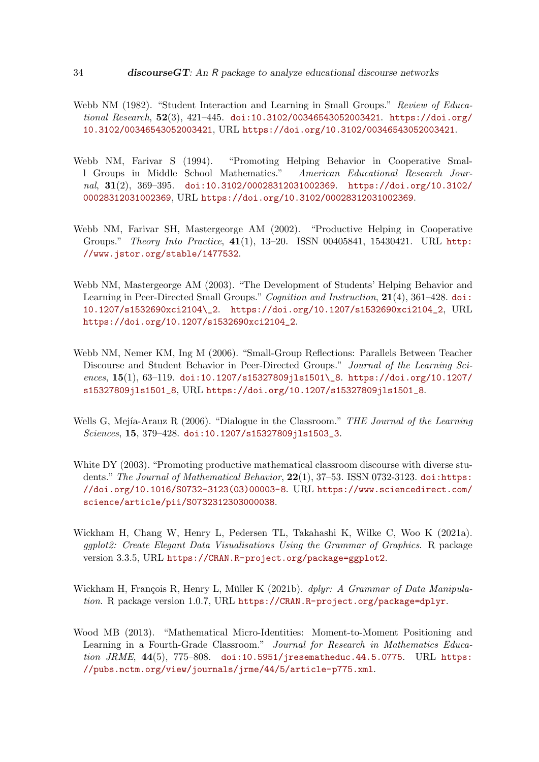Webb NM (1982). "Student Interaction and Learning in Small Groups." *Review of Educational Research*, **52**(3), 421–445. doi:10.3102/00346543052003421. https://doi.org/10.3102/00346543052003421, URL https://doi.org/10.3102/00346543052003421.

Webb NM, Farivar S (1994). "Promoting Helping Behavior in Cooperative Small Groups in Middle School Mathematics." *American Educational Research Journal*, **31**(2), 369–395. doi:10.3102/00028312031002369. https://doi.org/10.3102/00028312031002369, URL https://doi.org/10.3102/00028312031002369.

Webb NM, Farivar SH, Mastergeorge AM (2002). "Productive Helping in Cooperative Groups." *Theory Into Practice*, **41**(1), 13–20. ISSN 00405841, 15430421. URL http://www.jstor.org/stable/1477532.

Webb NM, Mastergeorge AM (2003). "The Development of Students' Helping Behavior and Learning in Peer-Directed Small Groups." *Cognition and Instruction*, **21**(4), 361–428. doi:10.1207/s1532690xci2104\_2. https://doi.org/10.1207/s1532690xci2104_2, URL https://doi.org/10.1207/s1532690xci2104_2.

Webb NM, Nemer KM, Ing M (2006). "Small-Group Reflections: Parallels Between Teacher Discourse and Student Behavior in Peer-Directed Groups." *Journal of the Learning Sciences*, **15**(1), 63–119. doi:10.1207/s15327809jls1501\_8. https://doi.org/10.1207/s15327809jls1501_8, URL https://doi.org/10.1207/s15327809jls1501_8.

Wells G, Mejía-Arauz R (2006). "Dialogue in the Classroom." *THE Journal of the Learning Sciences*, **15**, 379–428. doi:10.1207/s15327809jls1503_3.

White DY (2003). "Promoting productive mathematical classroom discourse with diverse students." *The Journal of Mathematical Behavior*, **22**(1), 37–53. ISSN 0732-3123. doi:https://doi.org/10.1016/S0732-3123(03)00003-8. URL https://www.sciencedirect.com/science/article/pii/S0732312303000038.

Wickham H, Chang W, Henry L, Pedersen TL, Takahashi K, Wilke C, Woo K (2021a). *ggplot2: Create Elegant Data Visualisations Using the Grammar of Graphics*. R package version 3.3.5, URL https://CRAN.R-project.org/package=ggplot2.

Wickham H, François R, Henry L, Müller K (2021b). *dplyr: A Grammar of Data Manipulation*. R package version 1.0.7, URL https://CRAN.R-project.org/package=dplyr.

Wood MB (2013). "Mathematical Micro-Identities: Moment-to-Moment Positioning and Learning in a Fourth-Grade Classroom." *Journal for Research in Mathematics Education JRME*, **44**(5), 775–808. doi:10.5951/jresematheduc.44.5.0775. URL https://pubs.nctm.org/view/journals/jrme/44/5/article-p775.xml.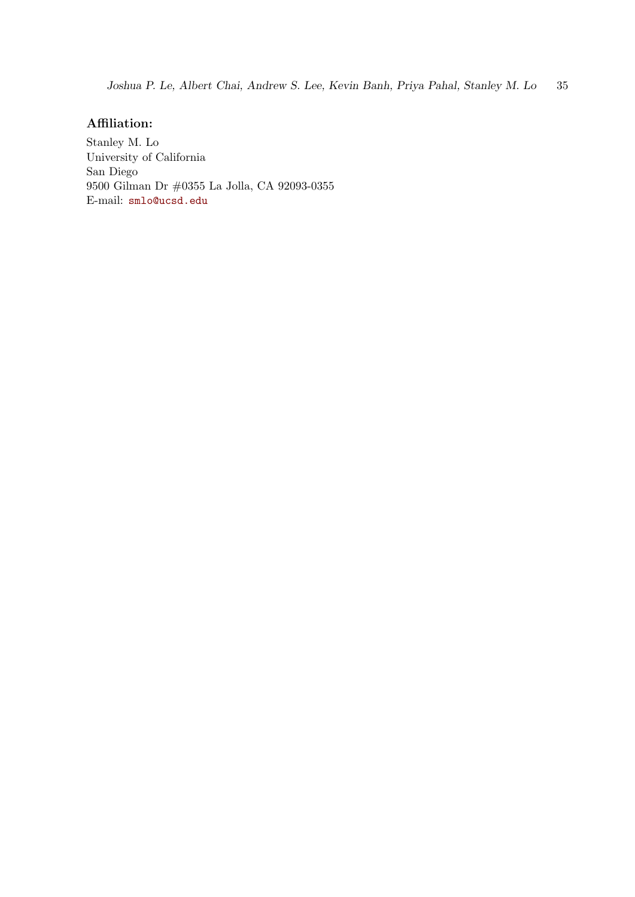**Affiliation:**

Stanley M. Lo
University of California
San Diego
9500 Gilman Dr #0355 La Jolla, CA 92093-0355
E-mail: smlo@ucsd.edu